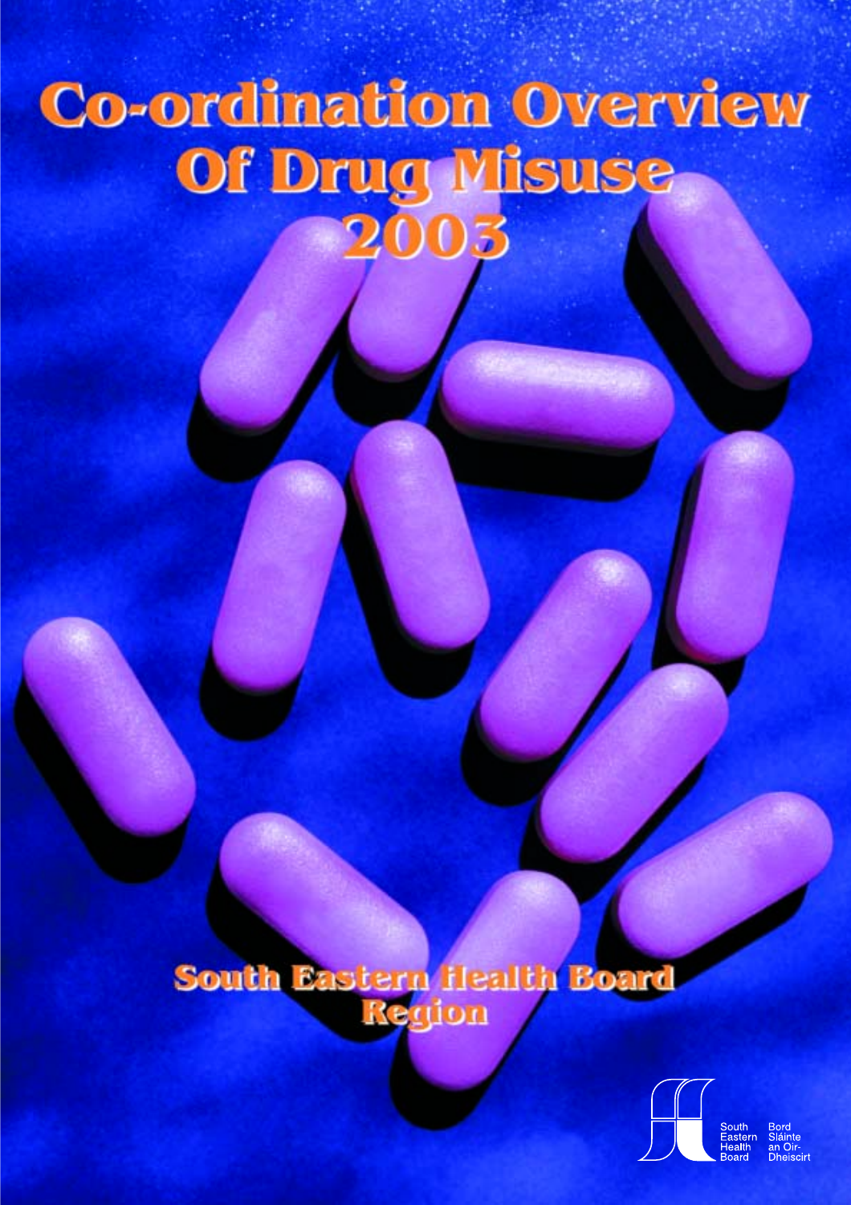# Co-ordination Overview Of Drug Misuse 2003

## South Eastern Health Board Region

South Eastern Health Board

Bord Sláinte an Oir-Dheiscirt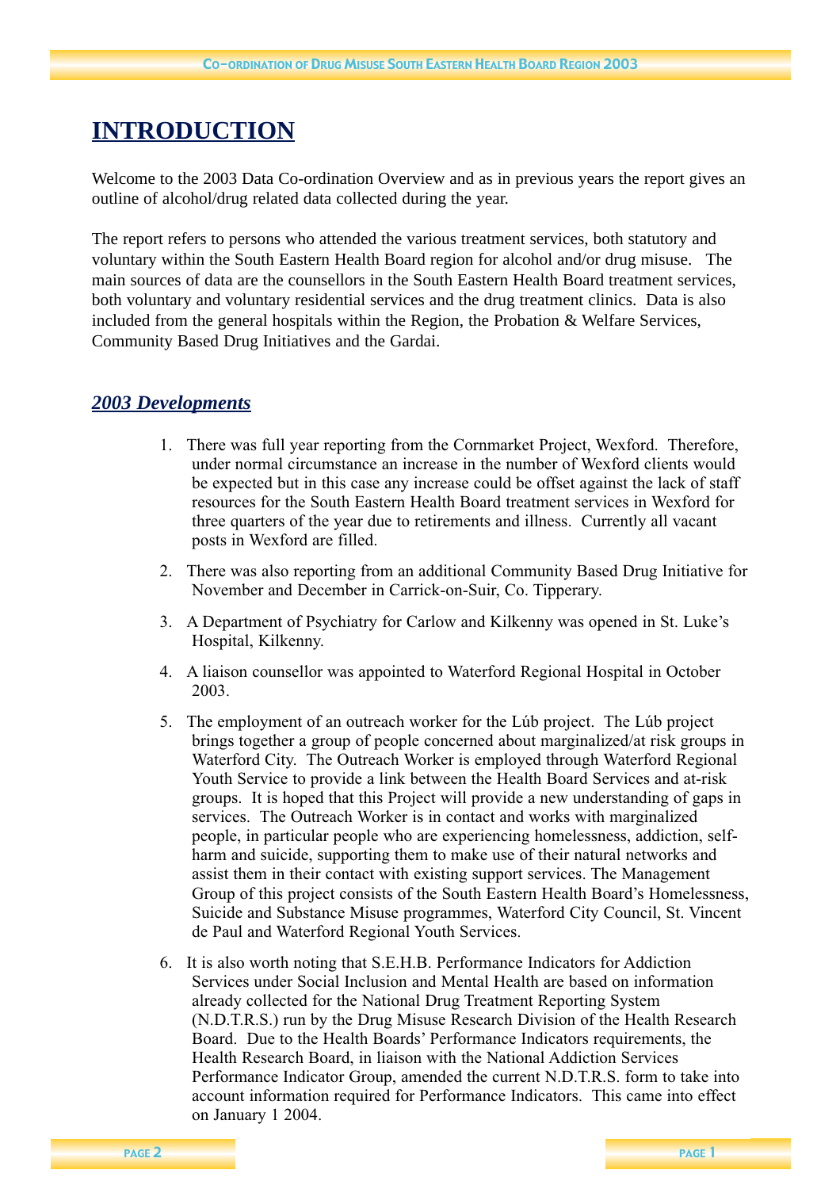# INTRODUCTION

Welcome to the 2003 Data Co-ordination Overview and as in previous years the report gives an outline of alcohol/drug related data collected during the year.

The report refers to persons who attended the various treatment services, both statutory and voluntary within the South Eastern Health Board region for alcohol and/or drug misuse. The main sources of data are the counsellors in the South Eastern Health Board treatment services, both voluntary and voluntary residential services and the drug treatment clinics. Data is also included from the general hospitals within the Region, the Probation & Welfare Services, Community Based Drug Initiatives and the Gardai.

## *2003 Developments*

1. There was full year reporting from the Cornmarket Project, Wexford. Therefore, under normal circumstance an increase in the number of Wexford clients would be expected but in this case any increase could be offset against the lack of staff resources for the South Eastern Health Board treatment services in Wexford for three quarters of the year due to retirements and illness. Currently all vacant posts in Wexford are filled.

2. There was also reporting from an additional Community Based Drug Initiative for November and December in Carrick-on-Suir, Co. Tipperary.

3. A Department of Psychiatry for Carlow and Kilkenny was opened in St. Luke's Hospital, Kilkenny.

4. A liaison counsellor was appointed to Waterford Regional Hospital in October 2003.

5. The employment of an outreach worker for the Lúb project. The Lúb project brings together a group of people concerned about marginalized/at risk groups in Waterford City. The Outreach Worker is employed through Waterford Regional Youth Service to provide a link between the Health Board Services and at-risk groups. It is hoped that this Project will provide a new understanding of gaps in services. The Outreach Worker is in contact and works with marginalized people, in particular people who are experiencing homelessness, addiction, self-harm and suicide, supporting them to make use of their natural networks and assist them in their contact with existing support services. The Management Group of this project consists of the South Eastern Health Board's Homelessness, Suicide and Substance Misuse programmes, Waterford City Council, St. Vincent de Paul and Waterford Regional Youth Services.

6. It is also worth noting that S.E.H.B. Performance Indicators for Addiction Services under Social Inclusion and Mental Health are based on information already collected for the National Drug Treatment Reporting System (N.D.T.R.S.) run by the Drug Misuse Research Division of the Health Research Board. Due to the Health Boards' Performance Indicators requirements, the Health Research Board, in liaison with the National Addiction Services Performance Indicator Group, amended the current N.D.T.R.S. form to take into account information required for Performance Indicators. This came into effect on January 1 2004.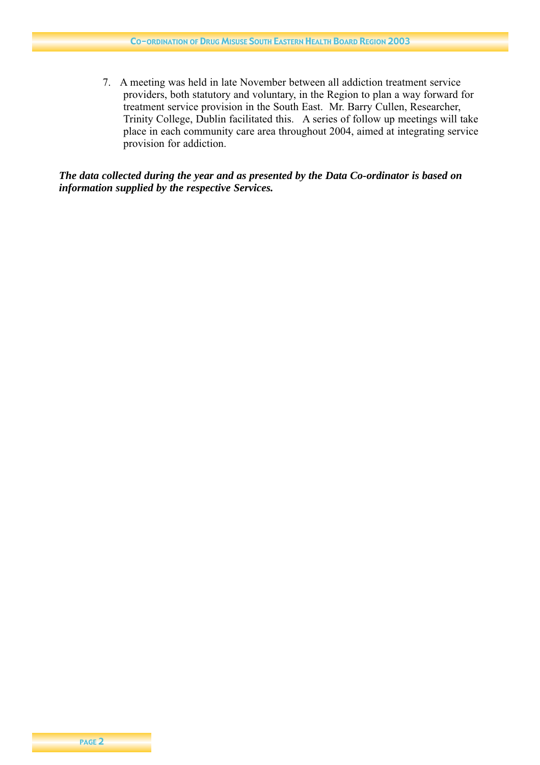7. A meeting was held in late November between all addiction treatment service providers, both statutory and voluntary, in the Region to plan a way forward for treatment service provision in the South East. Mr. Barry Cullen, Researcher, Trinity College, Dublin facilitated this. A series of follow up meetings will take place in each community care area throughout 2004, aimed at integrating service provision for addiction.

***The data collected during the year and as presented by the Data Co-ordinator is based on information supplied by the respective Services.***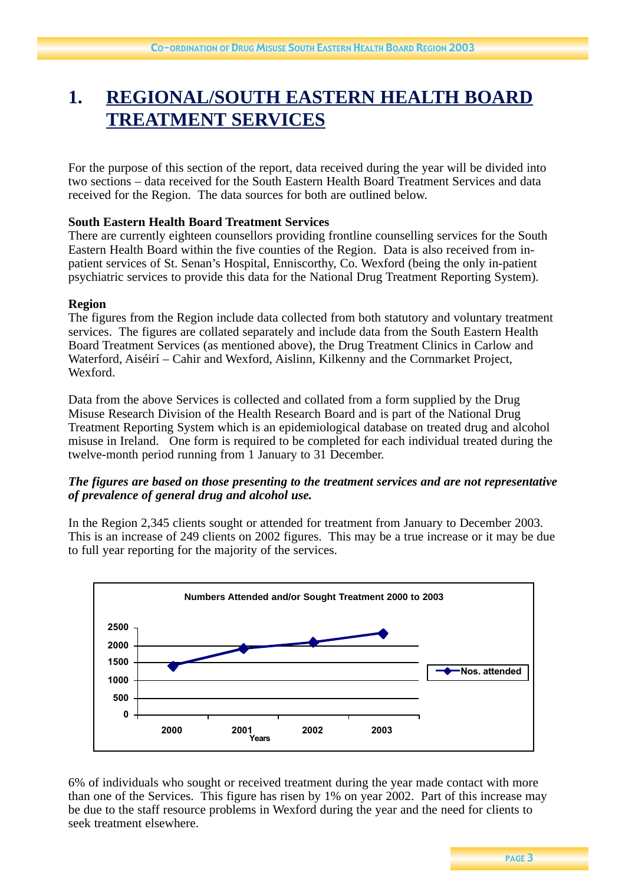# 1. REGIONAL/SOUTH EASTERN HEALTH BOARD TREATMENT SERVICES

For the purpose of this section of the report, data received during the year will be divided into two sections – data received for the South Eastern Health Board Treatment Services and data received for the Region. The data sources for both are outlined below.

**South Eastern Health Board Treatment Services**

There are currently eighteen counsellors providing frontline counselling services for the South Eastern Health Board within the five counties of the Region. Data is also received from in-patient services of St. Senan's Hospital, Enniscorthy, Co. Wexford (being the only in-patient psychiatric services to provide this data for the National Drug Treatment Reporting System).

**Region**

The figures from the Region include data collected from both statutory and voluntary treatment services. The figures are collated separately and include data from the South Eastern Health Board Treatment Services (as mentioned above), the Drug Treatment Clinics in Carlow and Waterford, Aiséirí – Cahir and Wexford, Aislinn, Kilkenny and the Cornmarket Project, Wexford.

Data from the above Services is collected and collated from a form supplied by the Drug Misuse Research Division of the Health Research Board and is part of the National Drug Treatment Reporting System which is an epidemiological database on treated drug and alcohol misuse in Ireland. One form is required to be completed for each individual treated during the twelve-month period running from 1 January to 31 December.

***The figures are based on those presenting to the treatment services and are not representative of prevalence of general drug and alcohol use.***

In the Region 2,345 clients sought or attended for treatment from January to December 2003. This is an increase of 249 clients on 2002 figures. This may be a true increase or it may be due to full year reporting for the majority of the services.

**Numbers Attended and/or Sought Treatment 2000 to 2003**

(Line chart: Nos. attended by Years 2000–2003; y-axis 0–2500)

6% of individuals who sought or received treatment during the year made contact with more than one of the Services. This figure has risen by 1% on year 2002. Part of this increase may be due to the staff resource problems in Wexford during the year and the need for clients to seek treatment elsewhere.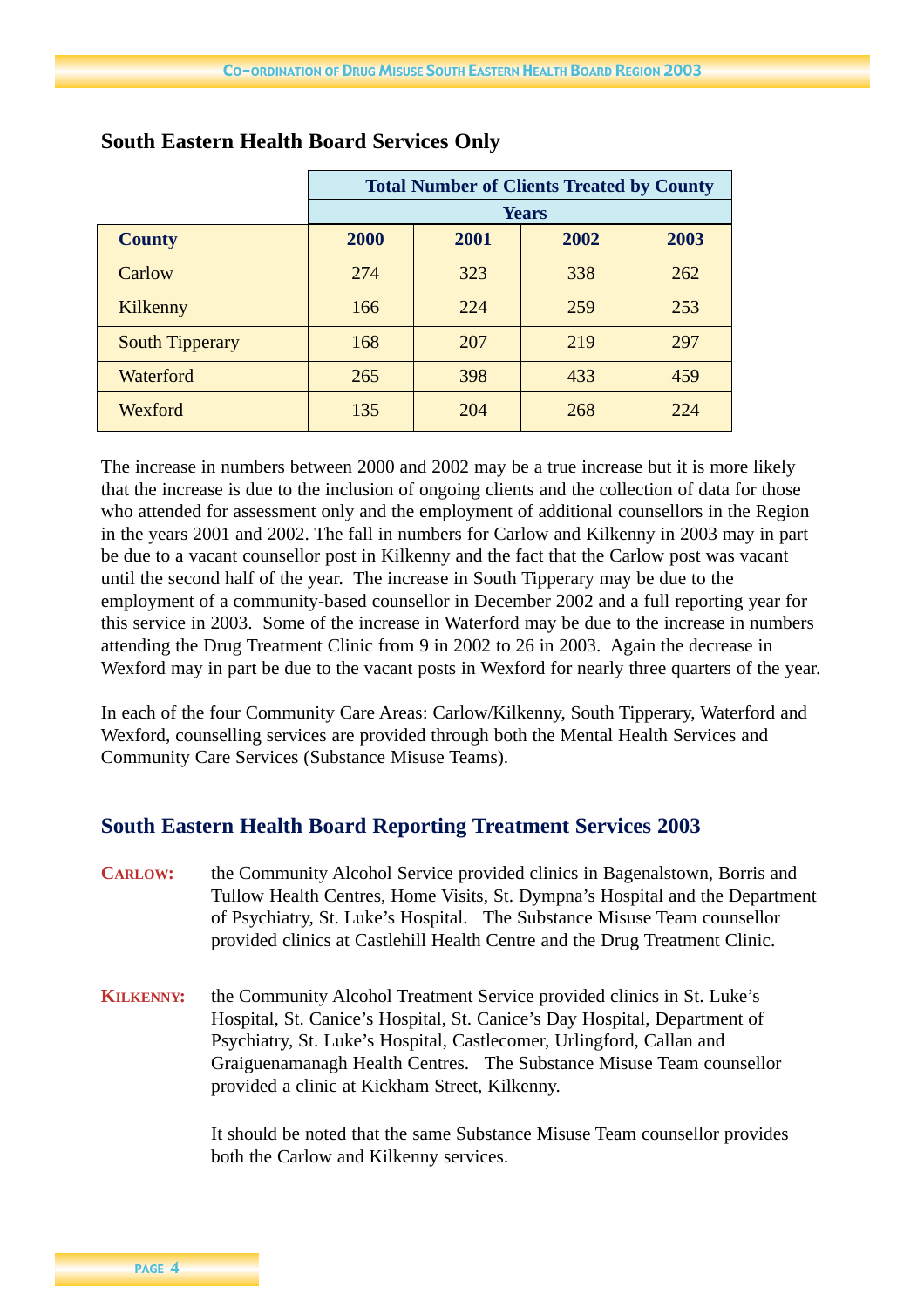## South Eastern Health Board Services Only

| | Total Number of Clients Treated by County | | | |
|---|---|---|---|---|
| | Years | | | |
| **County** | **2000** | **2001** | **2002** | **2003** |
| Carlow | 274 | 323 | 338 | 262 |
| Kilkenny | 166 | 224 | 259 | 253 |
| South Tipperary | 168 | 207 | 219 | 297 |
| Waterford | 265 | 398 | 433 | 459 |
| Wexford | 135 | 204 | 268 | 224 |

The increase in numbers between 2000 and 2002 may be a true increase but it is more likely that the increase is due to the inclusion of ongoing clients and the collection of data for those who attended for assessment only and the employment of additional counsellors in the Region in the years 2001 and 2002. The fall in numbers for Carlow and Kilkenny in 2003 may in part be due to a vacant counsellor post in Kilkenny and the fact that the Carlow post was vacant until the second half of the year. The increase in South Tipperary may be due to the employment of a community-based counsellor in December 2002 and a full reporting year for this service in 2003. Some of the increase in Waterford may be due to the increase in numbers attending the Drug Treatment Clinic from 9 in 2002 to 26 in 2003. Again the decrease in Wexford may in part be due to the vacant posts in Wexford for nearly three quarters of the year.

In each of the four Community Care Areas: Carlow/Kilkenny, South Tipperary, Waterford and Wexford, counselling services are provided through both the Mental Health Services and Community Care Services (Substance Misuse Teams).

## South Eastern Health Board Reporting Treatment Services 2003

**CARLOW:** the Community Alcohol Service provided clinics in Bagenalstown, Borris and Tullow Health Centres, Home Visits, St. Dympna's Hospital and the Department of Psychiatry, St. Luke's Hospital. The Substance Misuse Team counsellor provided clinics at Castlehill Health Centre and the Drug Treatment Clinic.

**KILKENNY:** the Community Alcohol Treatment Service provided clinics in St. Luke's Hospital, St. Canice's Hospital, St. Canice's Day Hospital, Department of Psychiatry, St. Luke's Hospital, Castlecomer, Urlingford, Callan and Graiguenamanagh Health Centres. The Substance Misuse Team counsellor provided a clinic at Kickham Street, Kilkenny.

It should be noted that the same Substance Misuse Team counsellor provides both the Carlow and Kilkenny services.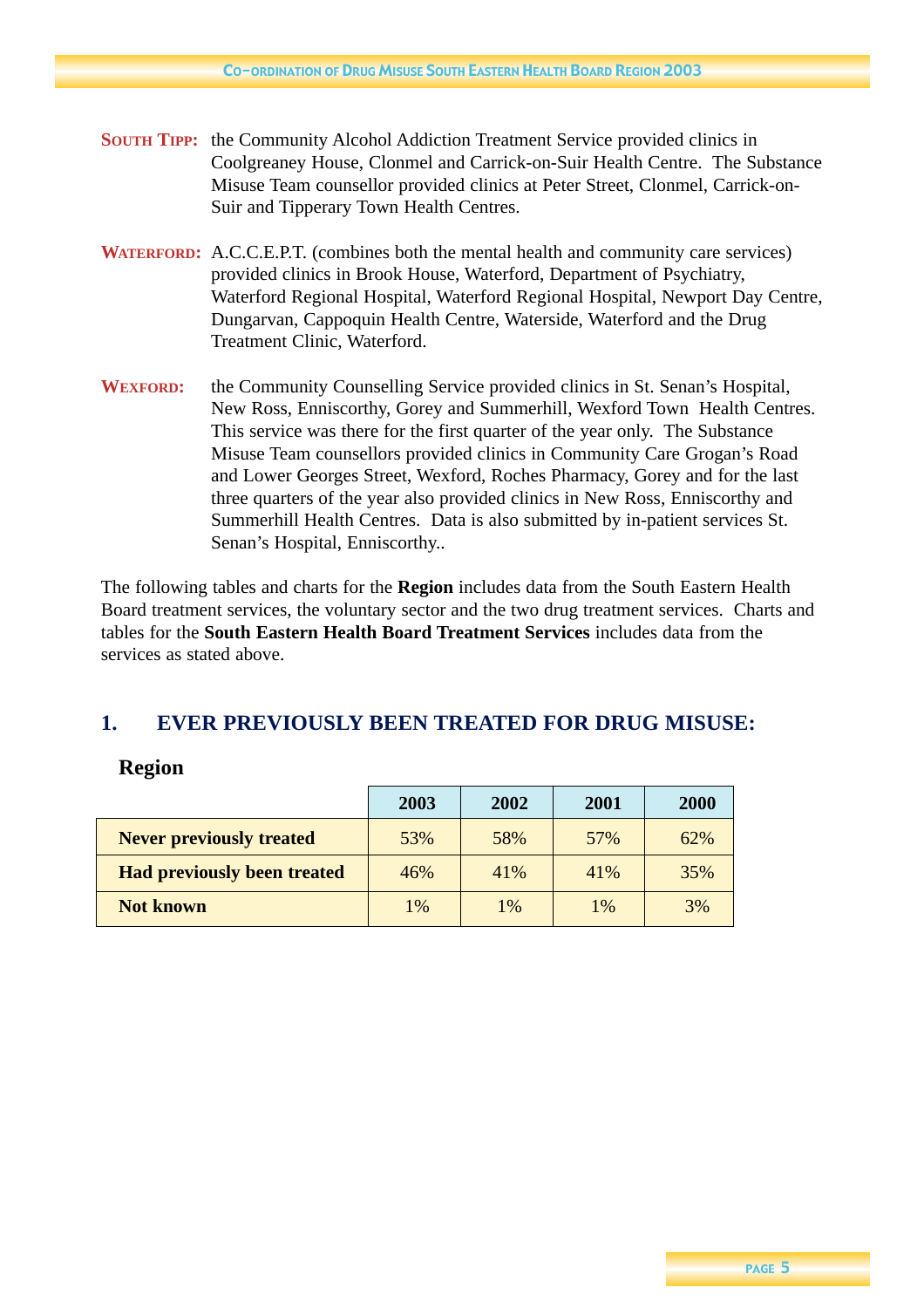**SOUTH TIPP:** the Community Alcohol Addiction Treatment Service provided clinics in Coolgreaney House, Clonmel and Carrick-on-Suir Health Centre. The Substance Misuse Team counsellor provided clinics at Peter Street, Clonmel, Carrick-on-Suir and Tipperary Town Health Centres.

**WATERFORD:** A.C.C.E.P.T. (combines both the mental health and community care services) provided clinics in Brook House, Waterford, Department of Psychiatry, Waterford Regional Hospital, Waterford Regional Hospital, Newport Day Centre, Dungarvan, Cappoquin Health Centre, Waterside, Waterford and the Drug Treatment Clinic, Waterford.

**WEXFORD:** the Community Counselling Service provided clinics in St. Senan's Hospital, New Ross, Enniscorthy, Gorey and Summerhill, Wexford Town Health Centres. This service was there for the first quarter of the year only. The Substance Misuse Team counsellors provided clinics in Community Care Grogan's Road and Lower Georges Street, Wexford, Roches Pharmacy, Gorey and for the last three quarters of the year also provided clinics in New Ross, Enniscorthy and Summerhill Health Centres. Data is also submitted by in-patient services St. Senan's Hospital, Enniscorthy..

The following tables and charts for the **Region** includes data from the South Eastern Health Board treatment services, the voluntary sector and the two drug treatment services. Charts and tables for the **South Eastern Health Board Treatment Services** includes data from the services as stated above.

## 1. EVER PREVIOUSLY BEEN TREATED FOR DRUG MISUSE:

### Region

| | 2003 | 2002 | 2001 | 2000 |
|---|---|---|---|---|
| **Never previously treated** | 53% | 58% | 57% | 62% |
| **Had previously been treated** | 46% | 41% | 41% | 35% |
| **Not known** | 1% | 1% | 1% | 3% |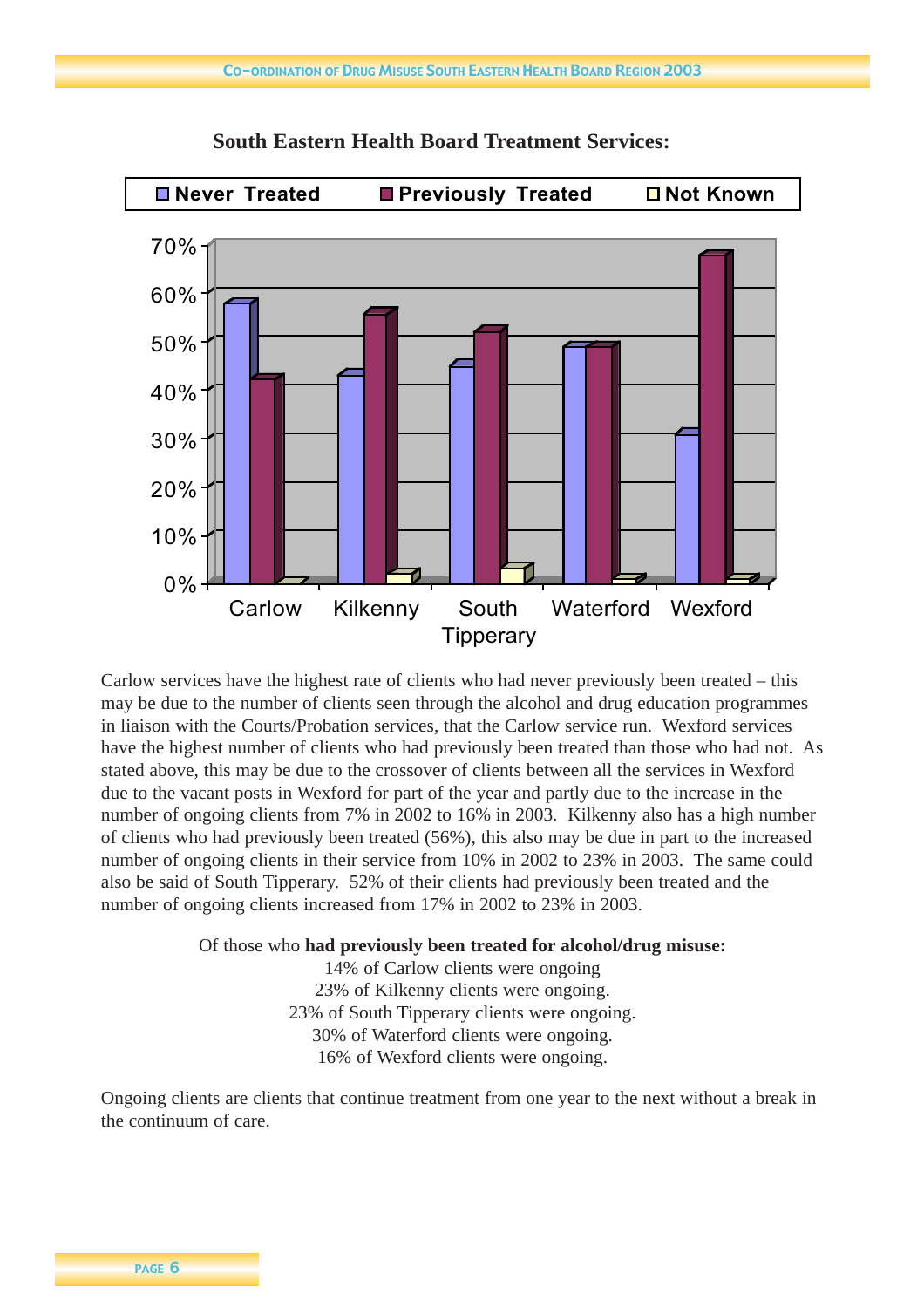## South Eastern Health Board Treatment Services:

Carlow services have the highest rate of clients who had never previously been treated – this may be due to the number of clients seen through the alcohol and drug education programmes in liaison with the Courts/Probation services, that the Carlow service run. Wexford services have the highest number of clients who had previously been treated than those who had not. As stated above, this may be due to the crossover of clients between all the services in Wexford due to the vacant posts in Wexford for part of the year and partly due to the increase in the number of ongoing clients from 7% in 2002 to 16% in 2003. Kilkenny also has a high number of clients who had previously been treated (56%), this also may be due in part to the increased number of ongoing clients in their service from 10% in 2002 to 23% in 2003. The same could also be said of South Tipperary. 52% of their clients had previously been treated and the number of ongoing clients increased from 17% in 2002 to 23% in 2003.

Of those who **had previously been treated for alcohol/drug misuse:**
14% of Carlow clients were ongoing
23% of Kilkenny clients were ongoing.
23% of South Tipperary clients were ongoing.
30% of Waterford clients were ongoing.
16% of Wexford clients were ongoing.

Ongoing clients are clients that continue treatment from one year to the next without a break in the continuum of care.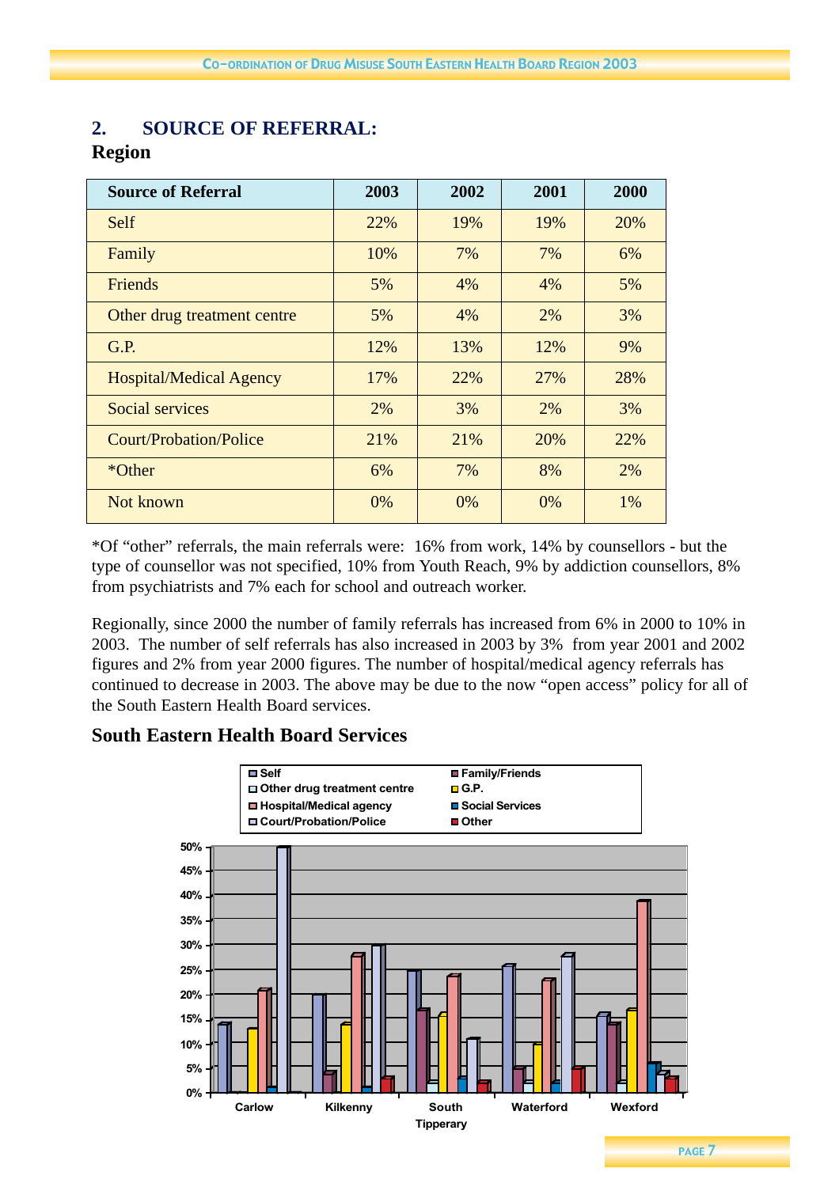## 2. SOURCE OF REFERRAL:

### Region

| Source of Referral | 2003 | 2002 | 2001 | 2000 |
|---|---|---|---|---|
| Self | 22% | 19% | 19% | 20% |
| Family | 10% | 7% | 7% | 6% |
| Friends | 5% | 4% | 4% | 5% |
| Other drug treatment centre | 5% | 4% | 2% | 3% |
| G.P. | 12% | 13% | 12% | 9% |
| Hospital/Medical Agency | 17% | 22% | 27% | 28% |
| Social services | 2% | 3% | 2% | 3% |
| Court/Probation/Police | 21% | 21% | 20% | 22% |
| *Other | 6% | 7% | 8% | 2% |
| Not known | 0% | 0% | 0% | 1% |

*Of "other" referrals, the main referrals were: 16% from work, 14% by counsellors - but the type of counsellor was not specified, 10% from Youth Reach, 9% by addiction counsellors, 8% from psychiatrists and 7% each for school and outreach worker.

Regionally, since 2000 the number of family referrals has increased from 6% in 2000 to 10% in 2003. The number of self referrals has also increased in 2003 by 3% from year 2001 and 2002 figures and 2% from year 2000 figures. The number of hospital/medical agency referrals has continued to decrease in 2003. The above may be due to the now "open access" policy for all of the South Eastern Health Board services.

### South Eastern Health Board Services

| | Self | Family/Friends | Other drug treatment centre | G.P. | Hospital/Medical agency | Social Services | Court/Probation/Police | Other |
|---|---|---|---|---|---|---|---|---|
| Carlow | 14% | 0% | 0% | 13% | 21% | 1% | 50% | 0% |
| Kilkenny | 20% | 4% | 0% | 14% | 28% | 1% | 30% | 3% |
| South Tipperary | 25% | 17% | 2% | 16% | 24% | 3% | 11% | 2% |
| Waterford | 26% | 5% | 2% | 10% | 23% | 2% | 28% | 5% |
| Wexford | 16% | 14% | 2% | 17% | 39% | 6% | 4% | 3% |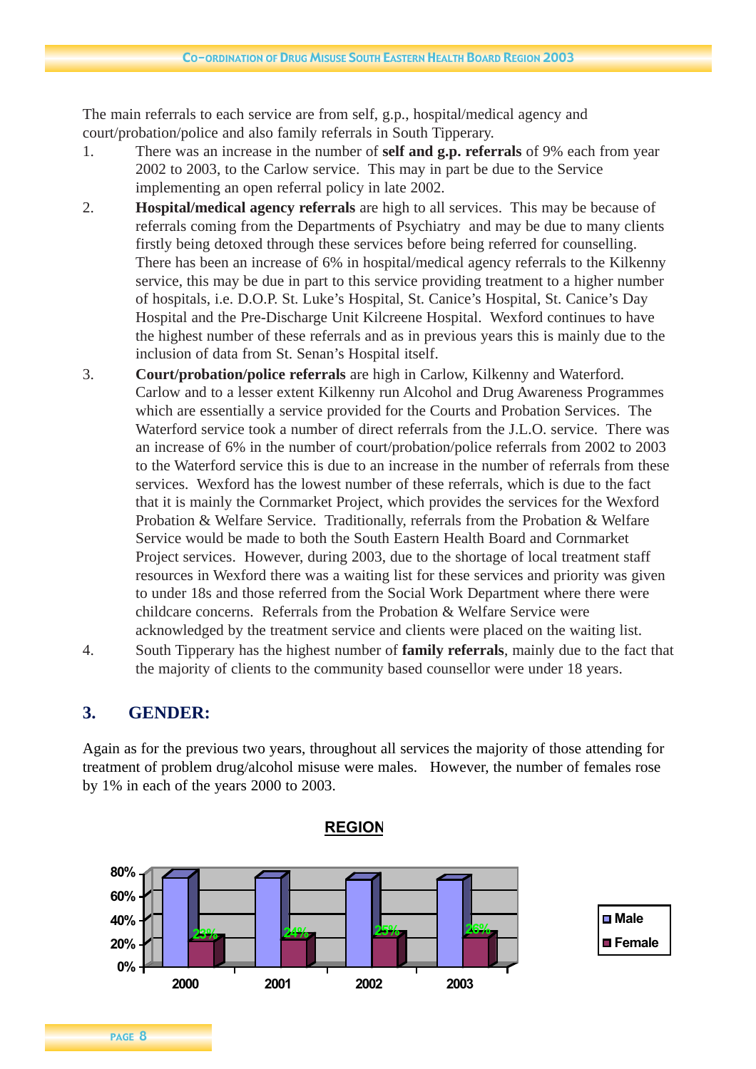The main referrals to each service are from self, g.p., hospital/medical agency and court/probation/police and also family referrals in South Tipperary.

1. There was an increase in the number of **self and g.p. referrals** of 9% each from year 2002 to 2003, to the Carlow service. This may in part be due to the Service implementing an open referral policy in late 2002.
2. **Hospital/medical agency referrals** are high to all services. This may be because of referrals coming from the Departments of Psychiatry and may be due to many clients firstly being detoxed through these services before being referred for counselling. There has been an increase of 6% in hospital/medical agency referrals to the Kilkenny service, this may be due in part to this service providing treatment to a higher number of hospitals, i.e. D.O.P. St. Luke's Hospital, St. Canice's Hospital, St. Canice's Day Hospital and the Pre-Discharge Unit Kilcreene Hospital. Wexford continues to have the highest number of these referrals and as in previous years this is mainly due to the inclusion of data from St. Senan's Hospital itself.
3. **Court/probation/police referrals** are high in Carlow, Kilkenny and Waterford. Carlow and to a lesser extent Kilkenny run Alcohol and Drug Awareness Programmes which are essentially a service provided for the Courts and Probation Services. The Waterford service took a number of direct referrals from the J.L.O. service. There was an increase of 6% in the number of court/probation/police referrals from 2002 to 2003 to the Waterford service this is due to an increase in the number of referrals from these services. Wexford has the lowest number of these referrals, which is due to the fact that it is mainly the Cornmarket Project, which provides the services for the Wexford Probation & Welfare Service. Traditionally, referrals from the Probation & Welfare Service would be made to both the South Eastern Health Board and Cornmarket Project services. However, during 2003, due to the shortage of local treatment staff resources in Wexford there was a waiting list for these services and priority was given to under 18s and those referred from the Social Work Department where there were childcare concerns. Referrals from the Probation & Welfare Service were acknowledged by the treatment service and clients were placed on the waiting list.
4. South Tipperary has the highest number of **family referrals**, mainly due to the fact that the majority of clients to the community based counsellor were under 18 years.

## 3. GENDER:

Again as for the previous two years, throughout all services the majority of those attending for treatment of problem drug/alcohol misuse were males. However, the number of females rose by 1% in each of the years 2000 to 2003.

**REGION**

| Year | Male | Female |
|---|---|---|
| 2000 | | 23% |
| 2001 | | 24% |
| 2002 | | 25% |
| 2003 | | 26% |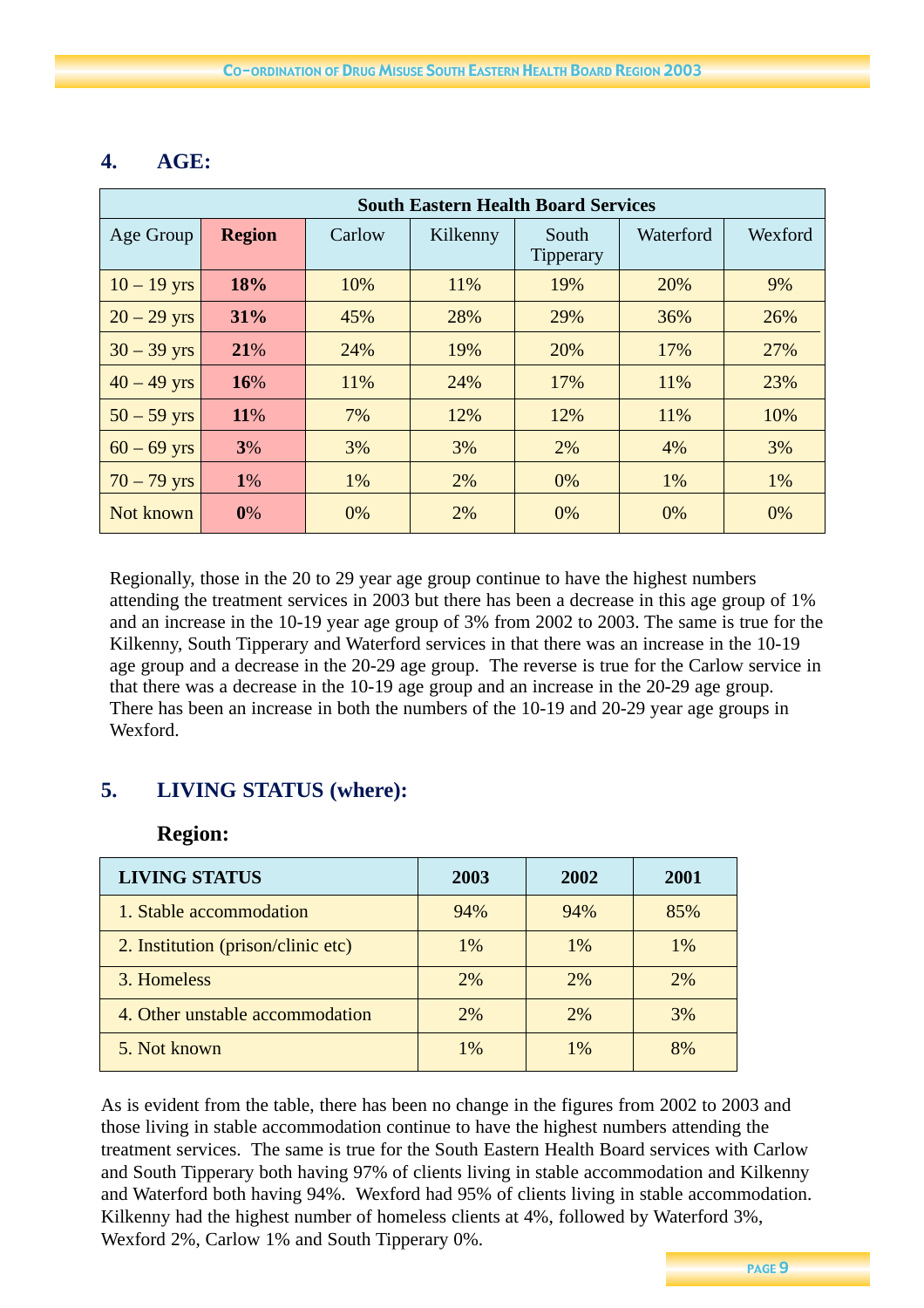## 4. AGE:

| South Eastern Health Board Services | | | | | | |
|---|---|---|---|---|---|---|
| Age Group | **Region** | Carlow | Kilkenny | South Tipperary | Waterford | Wexford |
| 10 – 19 yrs | **18%** | 10% | 11% | 19% | 20% | 9% |
| 20 – 29 yrs | **31%** | 45% | 28% | 29% | 36% | 26% |
| 30 – 39 yrs | **21%** | 24% | 19% | 20% | 17% | 27% |
| 40 – 49 yrs | **16%** | 11% | 24% | 17% | 11% | 23% |
| 50 – 59 yrs | **11%** | 7% | 12% | 12% | 11% | 10% |
| 60 – 69 yrs | **3%** | 3% | 3% | 2% | 4% | 3% |
| 70 – 79 yrs | **1%** | 1% | 2% | 0% | 1% | 1% |
| Not known | **0%** | 0% | 2% | 0% | 0% | 0% |

Regionally, those in the 20 to 29 year age group continue to have the highest numbers attending the treatment services in 2003 but there has been a decrease in this age group of 1% and an increase in the 10-19 year age group of 3% from 2002 to 2003. The same is true for the Kilkenny, South Tipperary and Waterford services in that there was an increase in the 10-19 age group and a decrease in the 20-29 age group. The reverse is true for the Carlow service in that there was a decrease in the 10-19 age group and an increase in the 20-29 age group. There has been an increase in both the numbers of the 10-19 and 20-29 year age groups in Wexford.

## 5. LIVING STATUS (where):

### Region:

| LIVING STATUS | 2003 | 2002 | 2001 |
|---|---|---|---|
| 1. Stable accommodation | 94% | 94% | 85% |
| 2. Institution (prison/clinic etc) | 1% | 1% | 1% |
| 3. Homeless | 2% | 2% | 2% |
| 4. Other unstable accommodation | 2% | 2% | 3% |
| 5. Not known | 1% | 1% | 8% |

As is evident from the table, there has been no change in the figures from 2002 to 2003 and those living in stable accommodation continue to have the highest numbers attending the treatment services. The same is true for the South Eastern Health Board services with Carlow and South Tipperary both having 97% of clients living in stable accommodation and Kilkenny and Waterford both having 94%. Wexford had 95% of clients living in stable accommodation. Kilkenny had the highest number of homeless clients at 4%, followed by Waterford 3%, Wexford 2%, Carlow 1% and South Tipperary 0%.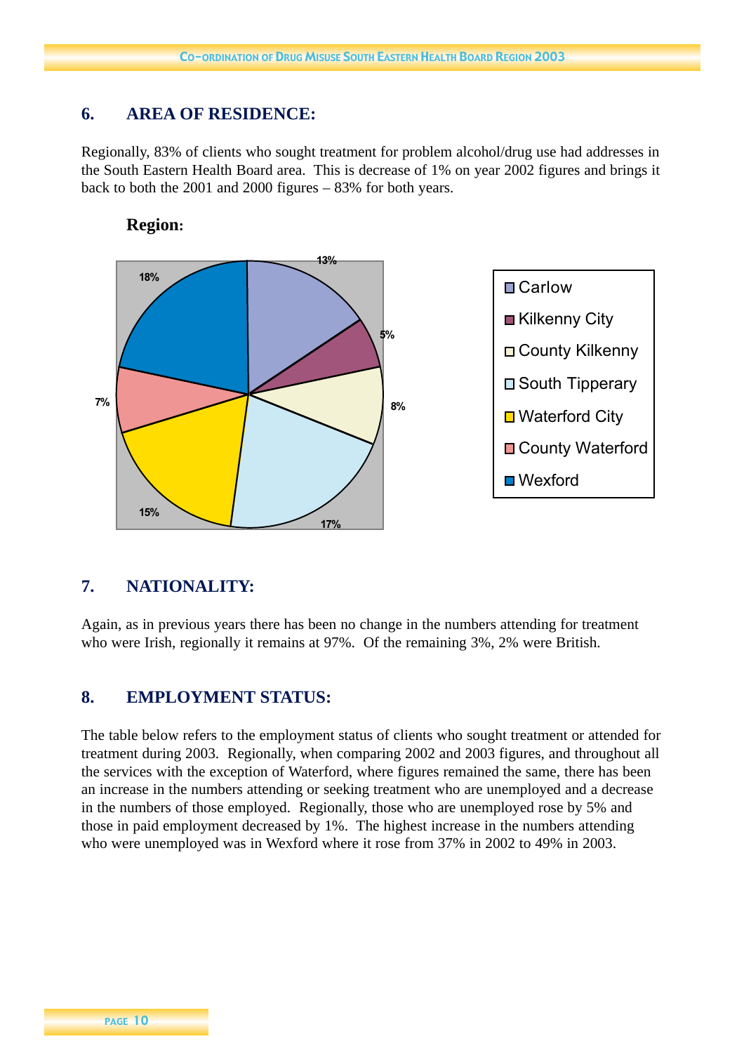## 6. AREA OF RESIDENCE:

Regionally, 83% of clients who sought treatment for problem alcohol/drug use had addresses in the South Eastern Health Board area. This is decrease of 1% on year 2002 figures and brings it back to both the 2001 and 2000 figures – 83% for both years.

**Region:**

| Area | % |
|---|---|
| Carlow | 13% |
| Kilkenny City | 5% |
| County Kilkenny | 8% |
| South Tipperary | 17% |
| Waterford City | 15% |
| County Waterford | 7% |
| Wexford | 18% |

## 7. NATIONALITY:

Again, as in previous years there has been no change in the numbers attending for treatment who were Irish, regionally it remains at 97%. Of the remaining 3%, 2% were British.

## 8. EMPLOYMENT STATUS:

The table below refers to the employment status of clients who sought treatment or attended for treatment during 2003. Regionally, when comparing 2002 and 2003 figures, and throughout all the services with the exception of Waterford, where figures remained the same, there has been an increase in the numbers attending or seeking treatment who are unemployed and a decrease in the numbers of those employed. Regionally, those who are unemployed rose by 5% and those in paid employment decreased by 1%. The highest increase in the numbers attending who were unemployed was in Wexford where it rose from 37% in 2002 to 49% in 2003.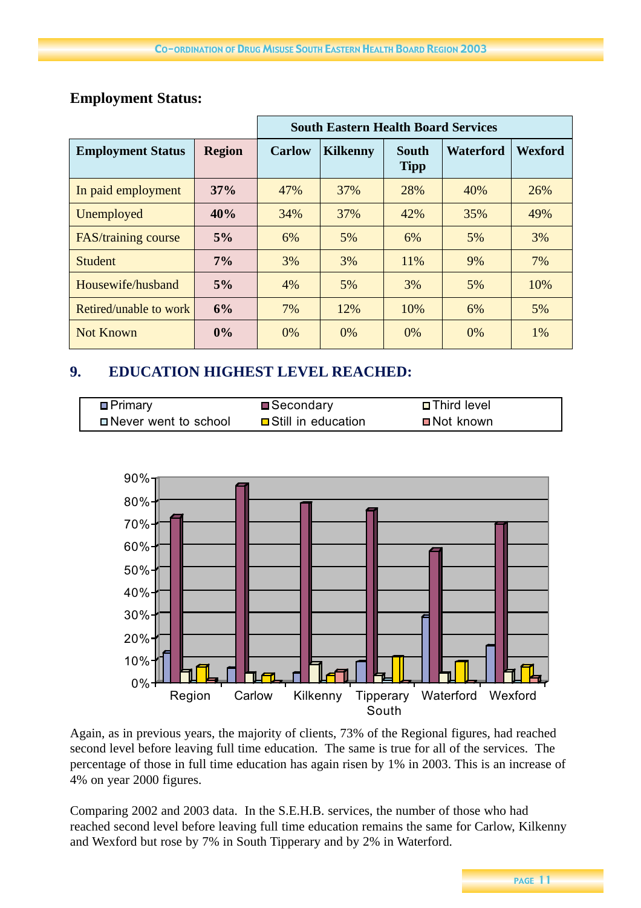**Employment Status:**

| Employment Status | Region | South Eastern Health Board Services | | | | |
|---|---|---|---|---|---|---|
| | | Carlow | Kilkenny | South Tipp | Waterford | Wexford |
| In paid employment | **37%** | 47% | 37% | 28% | 40% | 26% |
| Unemployed | **40%** | 34% | 37% | 42% | 35% | 49% |
| FAS/training course | **5%** | 6% | 5% | 6% | 5% | 3% |
| Student | **7%** | 3% | 3% | 11% | 9% | 7% |
| Housewife/husband | **5%** | 4% | 5% | 3% | 5% | 10% |
| Retired/unable to work | **6%** | 7% | 12% | 10% | 6% | 5% |
| Not Known | **0%** | 0% | 0% | 0% | 0% | 1% |

## 9. EDUCATION HIGHEST LEVEL REACHED:

Again, as in previous years, the majority of clients, 73% of the Regional figures, had reached second level before leaving full time education. The same is true for all of the services. The percentage of those in full time education has again risen by 1% in 2003. This is an increase of 4% on year 2000 figures.

Comparing 2002 and 2003 data. In the S.E.H.B. services, the number of those who had reached second level before leaving full time education remains the same for Carlow, Kilkenny and Wexford but rose by 7% in South Tipperary and by 2% in Waterford.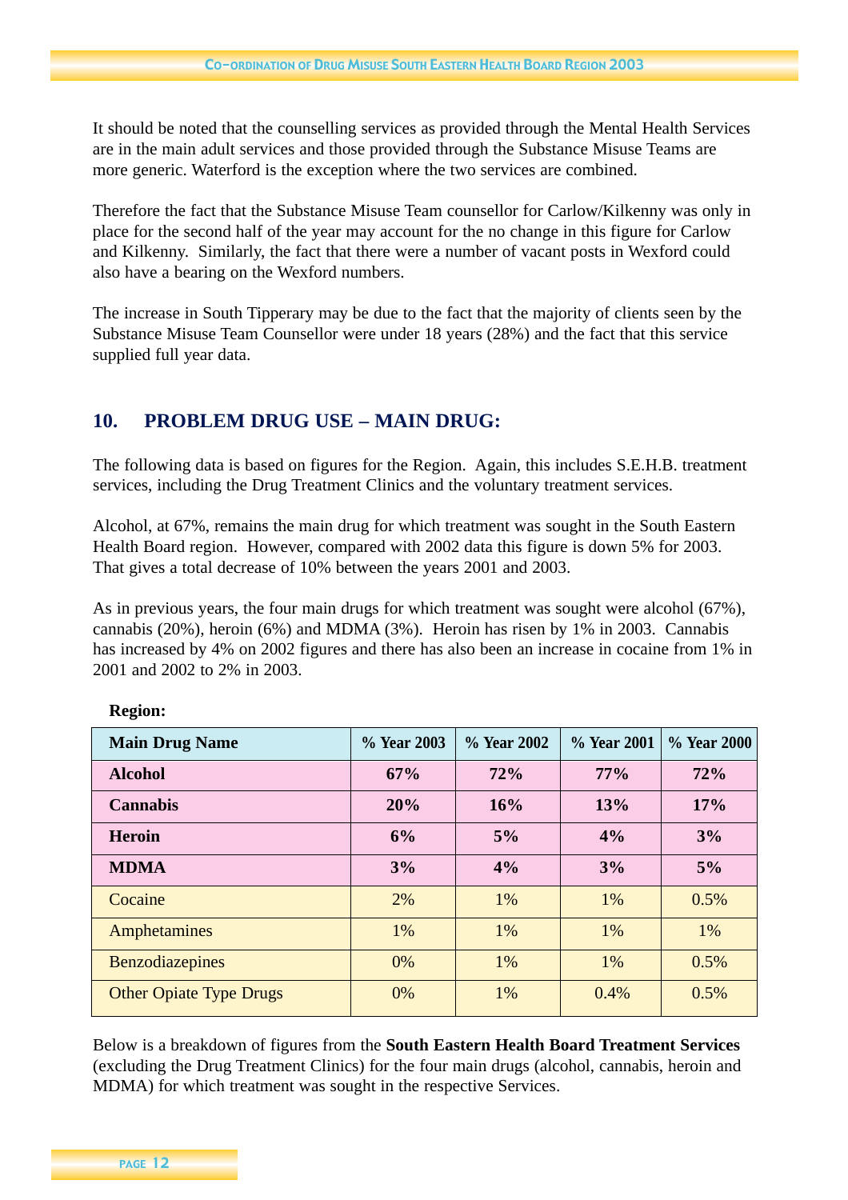It should be noted that the counselling services as provided through the Mental Health Services are in the main adult services and those provided through the Substance Misuse Teams are more generic. Waterford is the exception where the two services are combined.

Therefore the fact that the Substance Misuse Team counsellor for Carlow/Kilkenny was only in place for the second half of the year may account for the no change in this figure for Carlow and Kilkenny. Similarly, the fact that there were a number of vacant posts in Wexford could also have a bearing on the Wexford numbers.

The increase in South Tipperary may be due to the fact that the majority of clients seen by the Substance Misuse Team Counsellor were under 18 years (28%) and the fact that this service supplied full year data.

## 10. PROBLEM DRUG USE – MAIN DRUG:

The following data is based on figures for the Region. Again, this includes S.E.H.B. treatment services, including the Drug Treatment Clinics and the voluntary treatment services.

Alcohol, at 67%, remains the main drug for which treatment was sought in the South Eastern Health Board region. However, compared with 2002 data this figure is down 5% for 2003. That gives a total decrease of 10% between the years 2001 and 2003.

As in previous years, the four main drugs for which treatment was sought were alcohol (67%), cannabis (20%), heroin (6%) and MDMA (3%). Heroin has risen by 1% in 2003. Cannabis has increased by 4% on 2002 figures and there has also been an increase in cocaine from 1% in 2001 and 2002 to 2% in 2003.

**Region:**

| Main Drug Name | % Year 2003 | % Year 2002 | % Year 2001 | % Year 2000 |
|---|---|---|---|---|
| **Alcohol** | **67%** | **72%** | **77%** | **72%** |
| **Cannabis** | **20%** | **16%** | **13%** | **17%** |
| **Heroin** | **6%** | **5%** | **4%** | **3%** |
| **MDMA** | **3%** | **4%** | **3%** | **5%** |
| Cocaine | 2% | 1% | 1% | 0.5% |
| Amphetamines | 1% | 1% | 1% | 1% |
| Benzodiazepines | 0% | 1% | 1% | 0.5% |
| Other Opiate Type Drugs | 0% | 1% | 0.4% | 0.5% |

Below is a breakdown of figures from the **South Eastern Health Board Treatment Services** (excluding the Drug Treatment Clinics) for the four main drugs (alcohol, cannabis, heroin and MDMA) for which treatment was sought in the respective Services.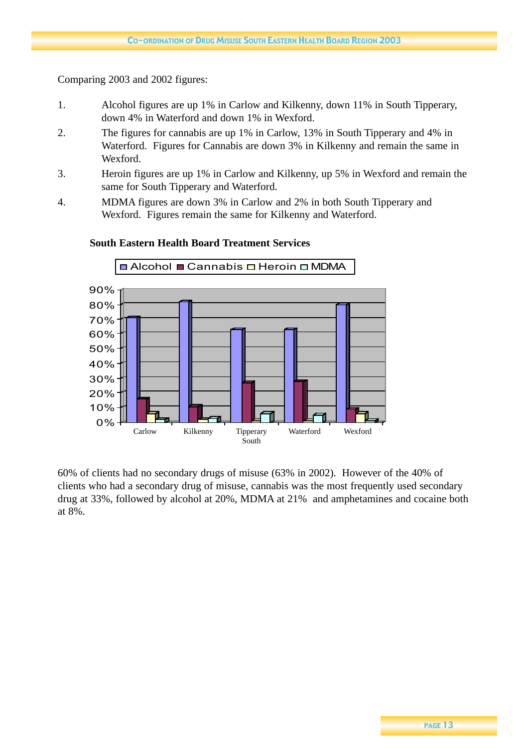Comparing 2003 and 2002 figures:

1. Alcohol figures are up 1% in Carlow and Kilkenny, down 11% in South Tipperary, down 4% in Waterford and down 1% in Wexford.
2. The figures for cannabis are up 1% in Carlow, 13% in South Tipperary and 4% in Waterford. Figures for Cannabis are down 3% in Kilkenny and remain the same in Wexford.
3. Heroin figures are up 1% in Carlow and Kilkenny, up 5% in Wexford and remain the same for South Tipperary and Waterford.
4. MDMA figures are down 3% in Carlow and 2% in both South Tipperary and Wexford. Figures remain the same for Kilkenny and Waterford.

**South Eastern Health Board Treatment Services**

60% of clients had no secondary drugs of misuse (63% in 2002). However of the 40% of clients who had a secondary drug of misuse, cannabis was the most frequently used secondary drug at 33%, followed by alcohol at 20%, MDMA at 21% and amphetamines and cocaine both at 8%.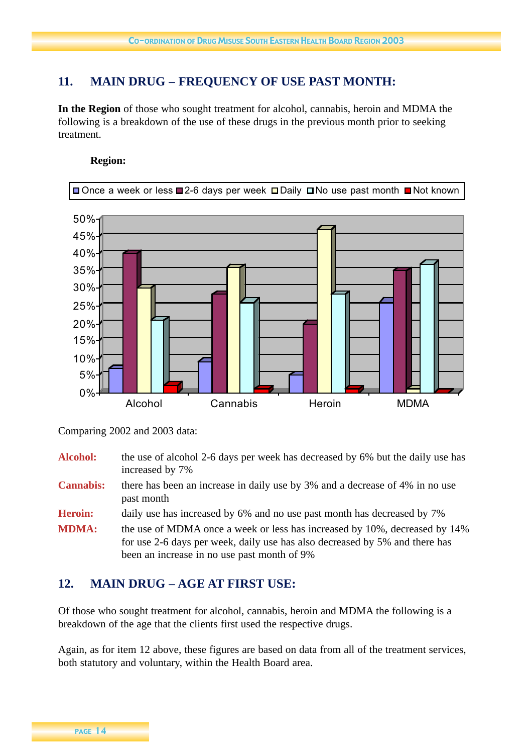## 11. MAIN DRUG – FREQUENCY OF USE PAST MONTH:

**In the Region** of those who sought treatment for alcohol, cannabis, heroin and MDMA the following is a breakdown of the use of these drugs in the previous month prior to seeking treatment.

**Region:**

Comparing 2002 and 2003 data:

**Alcohol:** the use of alcohol 2-6 days per week has decreased by 6% but the daily use has increased by 7%

**Cannabis:** there has been an increase in daily use by 3% and a decrease of 4% in no use past month

**Heroin:** daily use has increased by 6% and no use past month has decreased by 7%

**MDMA:** the use of MDMA once a week or less has increased by 10%, decreased by 14% for use 2-6 days per week, daily use has also decreased by 5% and there has been an increase in no use past month of 9%

## 12. MAIN DRUG – AGE AT FIRST USE:

Of those who sought treatment for alcohol, cannabis, heroin and MDMA the following is a breakdown of the age that the clients first used the respective drugs.

Again, as for item 12 above, these figures are based on data from all of the treatment services, both statutory and voluntary, within the Health Board area.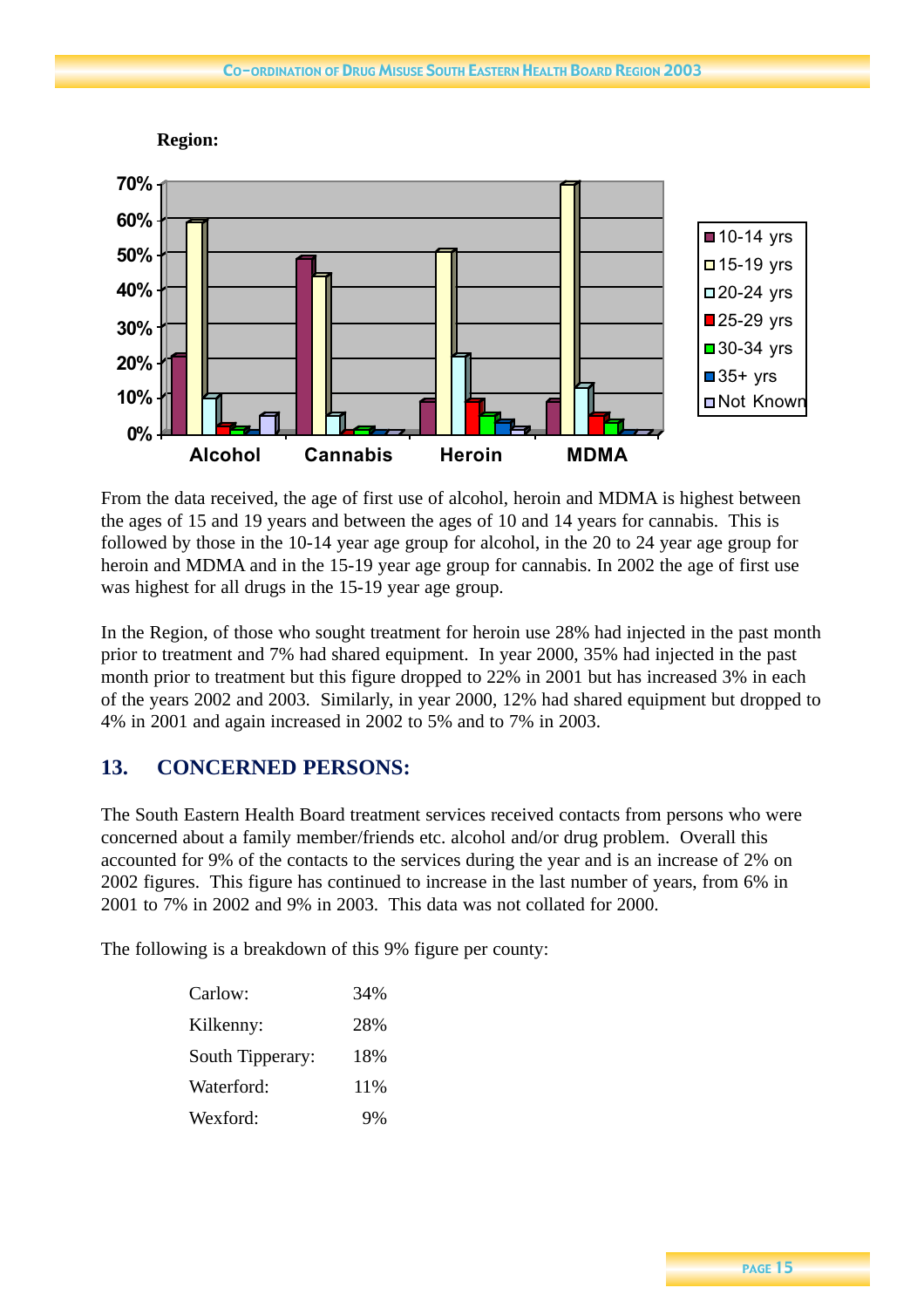**Region:**

From the data received, the age of first use of alcohol, heroin and MDMA is highest between the ages of 15 and 19 years and between the ages of 10 and 14 years for cannabis. This is followed by those in the 10-14 year age group for alcohol, in the 20 to 24 year age group for heroin and MDMA and in the 15-19 year age group for cannabis. In 2002 the age of first use was highest for all drugs in the 15-19 year age group.

In the Region, of those who sought treatment for heroin use 28% had injected in the past month prior to treatment and 7% had shared equipment. In year 2000, 35% had injected in the past month prior to treatment but this figure dropped to 22% in 2001 but has increased 3% in each of the years 2002 and 2003. Similarly, in year 2000, 12% had shared equipment but dropped to 4% in 2001 and again increased in 2002 to 5% and to 7% in 2003.

## 13. CONCERNED PERSONS:

The South Eastern Health Board treatment services received contacts from persons who were concerned about a family member/friends etc. alcohol and/or drug problem. Overall this accounted for 9% of the contacts to the services during the year and is an increase of 2% on 2002 figures. This figure has continued to increase in the last number of years, from 6% in 2001 to 7% in 2002 and 9% in 2003. This data was not collated for 2000.

The following is a breakdown of this 9% figure per county:

| | |
|---|---|
| Carlow: | 34% |
| Kilkenny: | 28% |
| South Tipperary: | 18% |
| Waterford: | 11% |
| Wexford: | 9% |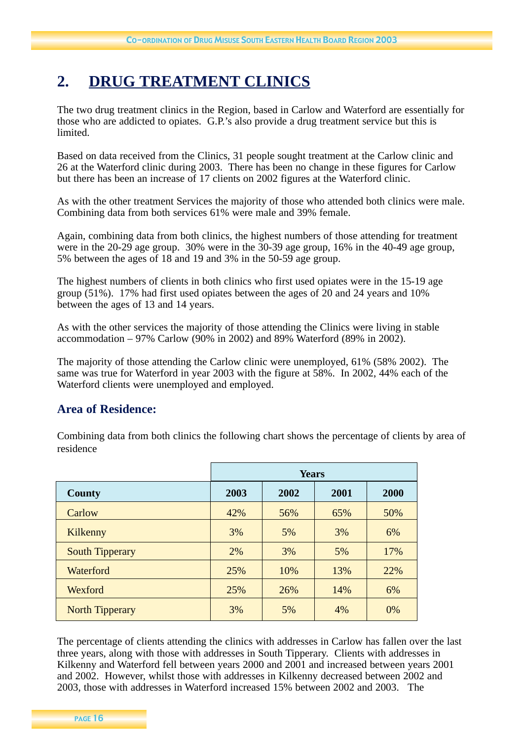## 2. DRUG TREATMENT CLINICS

The two drug treatment clinics in the Region, based in Carlow and Waterford are essentially for those who are addicted to opiates. G.P.'s also provide a drug treatment service but this is limited.

Based on data received from the Clinics, 31 people sought treatment at the Carlow clinic and 26 at the Waterford clinic during 2003. There has been no change in these figures for Carlow but there has been an increase of 17 clients on 2002 figures at the Waterford clinic.

As with the other treatment Services the majority of those who attended both clinics were male. Combining data from both services 61% were male and 39% female.

Again, combining data from both clinics, the highest numbers of those attending for treatment were in the 20-29 age group. 30% were in the 30-39 age group, 16% in the 40-49 age group, 5% between the ages of 18 and 19 and 3% in the 50-59 age group.

The highest numbers of clients in both clinics who first used opiates were in the 15-19 age group (51%). 17% had first used opiates between the ages of 20 and 24 years and 10% between the ages of 13 and 14 years.

As with the other services the majority of those attending the Clinics were living in stable accommodation – 97% Carlow (90% in 2002) and 89% Waterford (89% in 2002).

The majority of those attending the Carlow clinic were unemployed, 61% (58% 2002). The same was true for Waterford in year 2003 with the figure at 58%. In 2002, 44% each of the Waterford clients were unemployed and employed.

### Area of Residence:

Combining data from both clinics the following chart shows the percentage of clients by area of residence

| | Years | | | |
|---|---|---|---|---|
| **County** | **2003** | **2002** | **2001** | **2000** |
| Carlow | 42% | 56% | 65% | 50% |
| Kilkenny | 3% | 5% | 3% | 6% |
| South Tipperary | 2% | 3% | 5% | 17% |
| Waterford | 25% | 10% | 13% | 22% |
| Wexford | 25% | 26% | 14% | 6% |
| North Tipperary | 3% | 5% | 4% | 0% |

The percentage of clients attending the clinics with addresses in Carlow has fallen over the last three years, along with those with addresses in South Tipperary. Clients with addresses in Kilkenny and Waterford fell between years 2000 and 2001 and increased between years 2001 and 2002. However, whilst those with addresses in Kilkenny decreased between 2002 and 2003, those with addresses in Waterford increased 15% between 2002 and 2003. The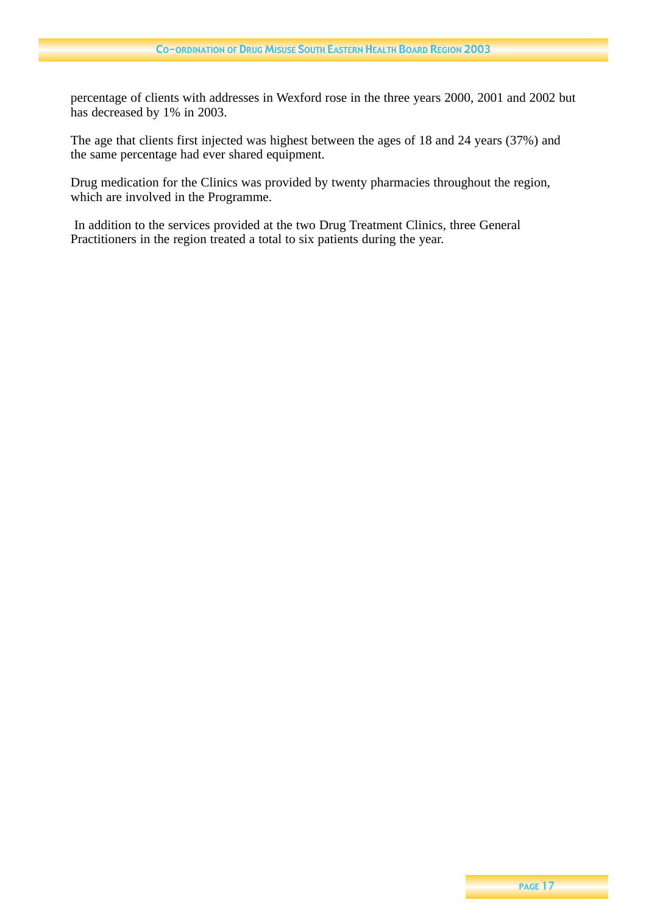percentage of clients with addresses in Wexford rose in the three years 2000, 2001 and 2002 but has decreased by 1% in 2003.

The age that clients first injected was highest between the ages of 18 and 24 years (37%) and the same percentage had ever shared equipment.

Drug medication for the Clinics was provided by twenty pharmacies throughout the region, which are involved in the Programme.

In addition to the services provided at the two Drug Treatment Clinics, three General Practitioners in the region treated a total to six patients during the year.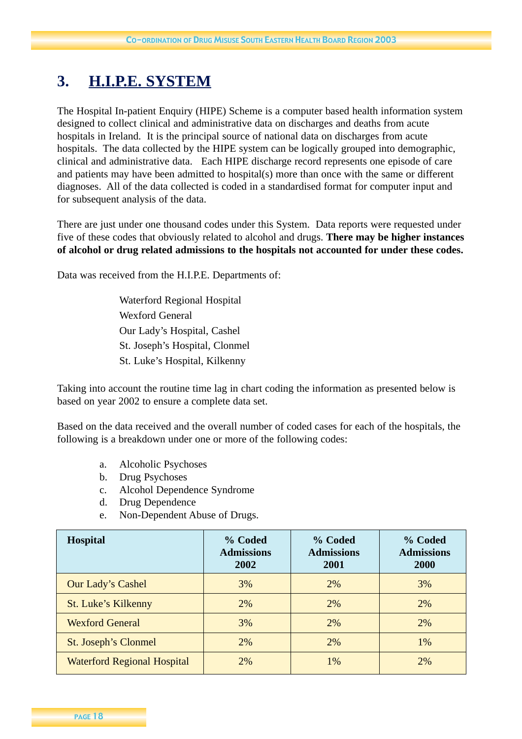# 3. H.I.P.E. SYSTEM

The Hospital In-patient Enquiry (HIPE) Scheme is a computer based health information system designed to collect clinical and administrative data on discharges and deaths from acute hospitals in Ireland. It is the principal source of national data on discharges from acute hospitals. The data collected by the HIPE system can be logically grouped into demographic, clinical and administrative data. Each HIPE discharge record represents one episode of care and patients may have been admitted to hospital(s) more than once with the same or different diagnoses. All of the data collected is coded in a standardised format for computer input and for subsequent analysis of the data.

There are just under one thousand codes under this System. Data reports were requested under five of these codes that obviously related to alcohol and drugs. **There may be higher instances of alcohol or drug related admissions to the hospitals not accounted for under these codes.**

Data was received from the H.I.P.E. Departments of:

Waterford Regional Hospital
Wexford General
Our Lady's Hospital, Cashel
St. Joseph's Hospital, Clonmel
St. Luke's Hospital, Kilkenny

Taking into account the routine time lag in chart coding the information as presented below is based on year 2002 to ensure a complete data set.

Based on the data received and the overall number of coded cases for each of the hospitals, the following is a breakdown under one or more of the following codes:

a. Alcoholic Psychoses
b. Drug Psychoses
c. Alcohol Dependence Syndrome
d. Drug Dependence
e. Non-Dependent Abuse of Drugs.

| Hospital | % Coded Admissions 2002 | % Coded Admissions 2001 | % Coded Admissions 2000 |
|---|---|---|---|
| Our Lady's Cashel | 3% | 2% | 3% |
| St. Luke's Kilkenny | 2% | 2% | 2% |
| Wexford General | 3% | 2% | 2% |
| St. Joseph's Clonmel | 2% | 2% | 1% |
| Waterford Regional Hospital | 2% | 1% | 2% |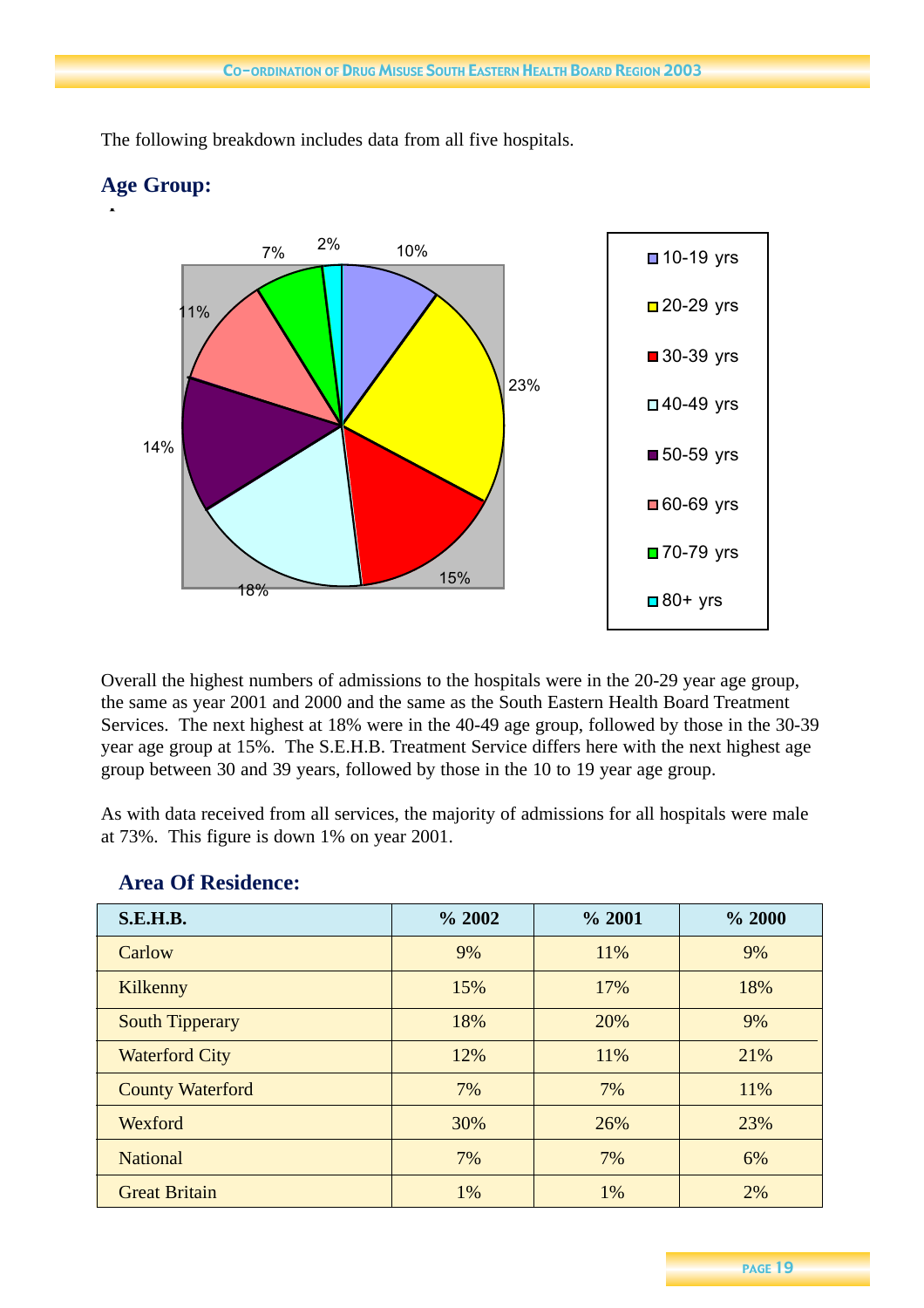The following breakdown includes data from all five hospitals.

## Age Group:

| Age Group | % |
|---|---|
| 10-19 yrs | 10% |
| 20-29 yrs | 23% |
| 30-39 yrs | 15% |
| 40-49 yrs | 18% |
| 50-59 yrs | 14% |
| 60-69 yrs | 11% |
| 70-79 yrs | 7% |
| 80+ yrs | 2% |

Overall the highest numbers of admissions to the hospitals were in the 20-29 year age group, the same as year 2001 and 2000 and the same as the South Eastern Health Board Treatment Services. The next highest at 18% were in the 40-49 age group, followed by those in the 30-39 year age group at 15%. The S.E.H.B. Treatment Service differs here with the next highest age group between 30 and 39 years, followed by those in the 10 to 19 year age group.

As with data received from all services, the majority of admissions for all hospitals were male at 73%. This figure is down 1% on year 2001.

## Area Of Residence:

| S.E.H.B. | % 2002 | % 2001 | % 2000 |
|---|---|---|---|
| Carlow | 9% | 11% | 9% |
| Kilkenny | 15% | 17% | 18% |
| South Tipperary | 18% | 20% | 9% |
| Waterford City | 12% | 11% | 21% |
| County Waterford | 7% | 7% | 11% |
| Wexford | 30% | 26% | 23% |
| National | 7% | 7% | 6% |
| Great Britain | 1% | 1% | 2% |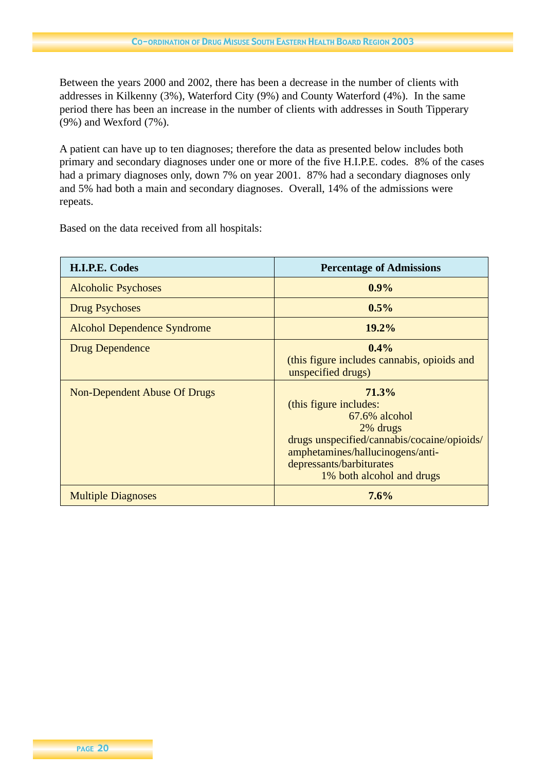Between the years 2000 and 2002, there has been a decrease in the number of clients with addresses in Kilkenny (3%), Waterford City (9%) and County Waterford (4%). In the same period there has been an increase in the number of clients with addresses in South Tipperary (9%) and Wexford (7%).

A patient can have up to ten diagnoses; therefore the data as presented below includes both primary and secondary diagnoses under one or more of the five H.I.P.E. codes. 8% of the cases had a primary diagnoses only, down 7% on year 2001. 87% had a secondary diagnoses only and 5% had both a main and secondary diagnoses. Overall, 14% of the admissions were repeats.

Based on the data received from all hospitals:

| H.I.P.E. Codes | Percentage of Admissions |
|---|---|
| Alcoholic Psychoses | **0.9%** |
| Drug Psychoses | **0.5%** |
| Alcohol Dependence Syndrome | **19.2%** |
| Drug Dependence | **0.4%** (this figure includes cannabis, opioids and unspecified drugs) |
| Non-Dependent Abuse Of Drugs | **71.3%** (this figure includes: 67.6% alcohol 2% drugs drugs unspecified/cannabis/cocaine/opioids/ amphetamines/hallucinogens/anti-depressants/barbiturates 1% both alcohol and drugs |
| Multiple Diagnoses | **7.6%** |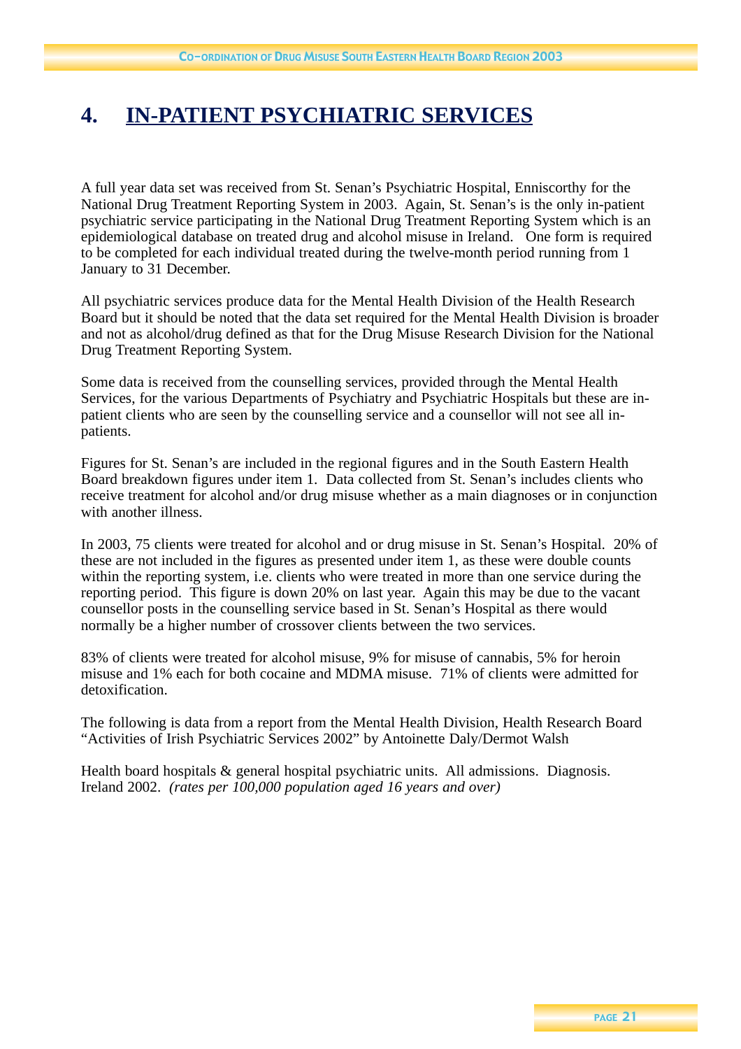# 4. IN-PATIENT PSYCHIATRIC SERVICES

A full year data set was received from St. Senan's Psychiatric Hospital, Enniscorthy for the National Drug Treatment Reporting System in 2003. Again, St. Senan's is the only in-patient psychiatric service participating in the National Drug Treatment Reporting System which is an epidemiological database on treated drug and alcohol misuse in Ireland. One form is required to be completed for each individual treated during the twelve-month period running from 1 January to 31 December.

All psychiatric services produce data for the Mental Health Division of the Health Research Board but it should be noted that the data set required for the Mental Health Division is broader and not as alcohol/drug defined as that for the Drug Misuse Research Division for the National Drug Treatment Reporting System.

Some data is received from the counselling services, provided through the Mental Health Services, for the various Departments of Psychiatry and Psychiatric Hospitals but these are in-patient clients who are seen by the counselling service and a counsellor will not see all in-patients.

Figures for St. Senan's are included in the regional figures and in the South Eastern Health Board breakdown figures under item 1. Data collected from St. Senan's includes clients who receive treatment for alcohol and/or drug misuse whether as a main diagnoses or in conjunction with another illness.

In 2003, 75 clients were treated for alcohol and or drug misuse in St. Senan's Hospital. 20% of these are not included in the figures as presented under item 1, as these were double counts within the reporting system, i.e. clients who were treated in more than one service during the reporting period. This figure is down 20% on last year. Again this may be due to the vacant counsellor posts in the counselling service based in St. Senan's Hospital as there would normally be a higher number of crossover clients between the two services.

83% of clients were treated for alcohol misuse, 9% for misuse of cannabis, 5% for heroin misuse and 1% each for both cocaine and MDMA misuse. 71% of clients were admitted for detoxification.

The following is data from a report from the Mental Health Division, Health Research Board "Activities of Irish Psychiatric Services 2002" by Antoinette Daly/Dermot Walsh

Health board hospitals & general hospital psychiatric units. All admissions. Diagnosis. Ireland 2002. *(rates per 100,000 population aged 16 years and over)*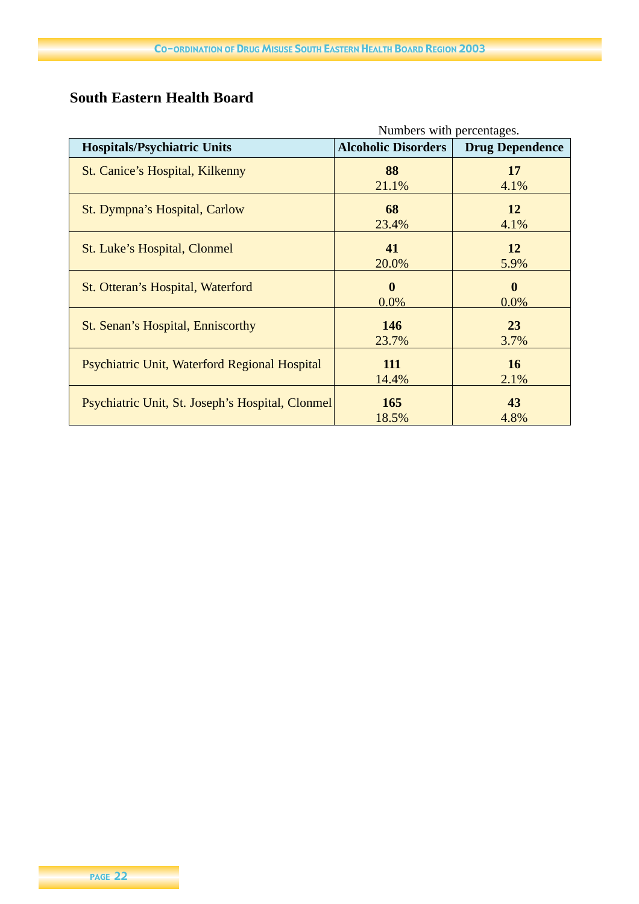## South Eastern Health Board

Numbers with percentages.

| Hospitals/Psychiatric Units | Alcoholic Disorders | Drug Dependence |
|---|---|---|
| St. Canice's Hospital, Kilkenny | **88** 21.1% | **17** 4.1% |
| St. Dympna's Hospital, Carlow | **68** 23.4% | **12** 4.1% |
| St. Luke's Hospital, Clonmel | **41** 20.0% | **12** 5.9% |
| St. Otteran's Hospital, Waterford | **0** 0.0% | **0** 0.0% |
| St. Senan's Hospital, Enniscorthy | **146** 23.7% | **23** 3.7% |
| Psychiatric Unit, Waterford Regional Hospital | **111** 14.4% | **16** 2.1% |
| Psychiatric Unit, St. Joseph's Hospital, Clonmel | **165** 18.5% | **43** 4.8% |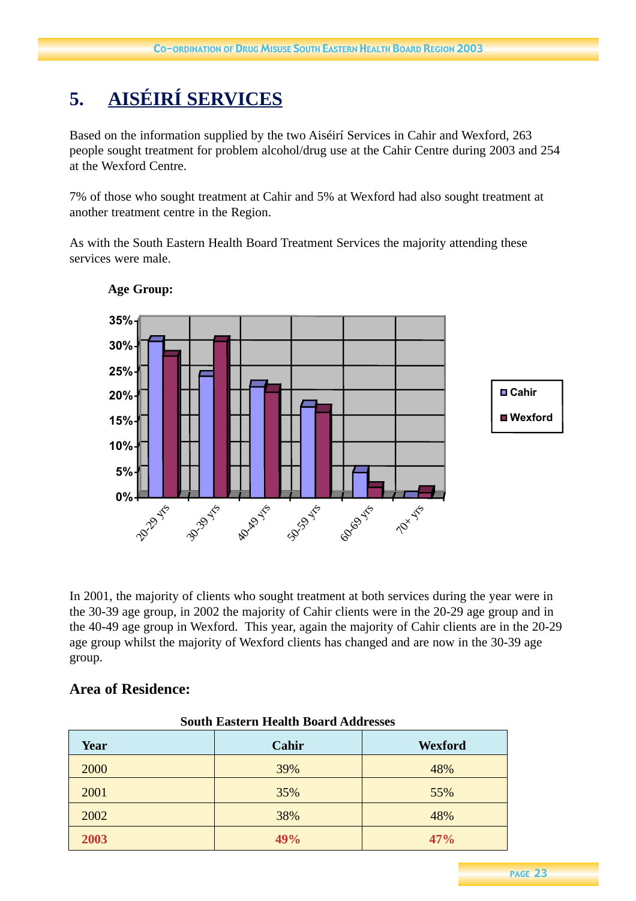# 5. AISÉIRÍ SERVICES

Based on the information supplied by the two Aiséirí Services in Cahir and Wexford, 263 people sought treatment for problem alcohol/drug use at the Cahir Centre during 2003 and 254 at the Wexford Centre.

7% of those who sought treatment at Cahir and 5% at Wexford had also sought treatment at another treatment centre in the Region.

As with the South Eastern Health Board Treatment Services the majority attending these services were male.

**Age Group:**

In 2001, the majority of clients who sought treatment at both services during the year were in the 30-39 age group, in 2002 the majority of Cahir clients were in the 20-29 age group and in the 40-49 age group in Wexford. This year, again the majority of Cahir clients are in the 20-29 age group whilst the majority of Wexford clients has changed and are now in the 30-39 age group.

## Area of Residence:

**South Eastern Health Board Addresses**

| Year | Cahir | Wexford |
|---|---|---|
| 2000 | 39% | 48% |
| 2001 | 35% | 55% |
| 2002 | 38% | 48% |
| **2003** | **49%** | **47%** |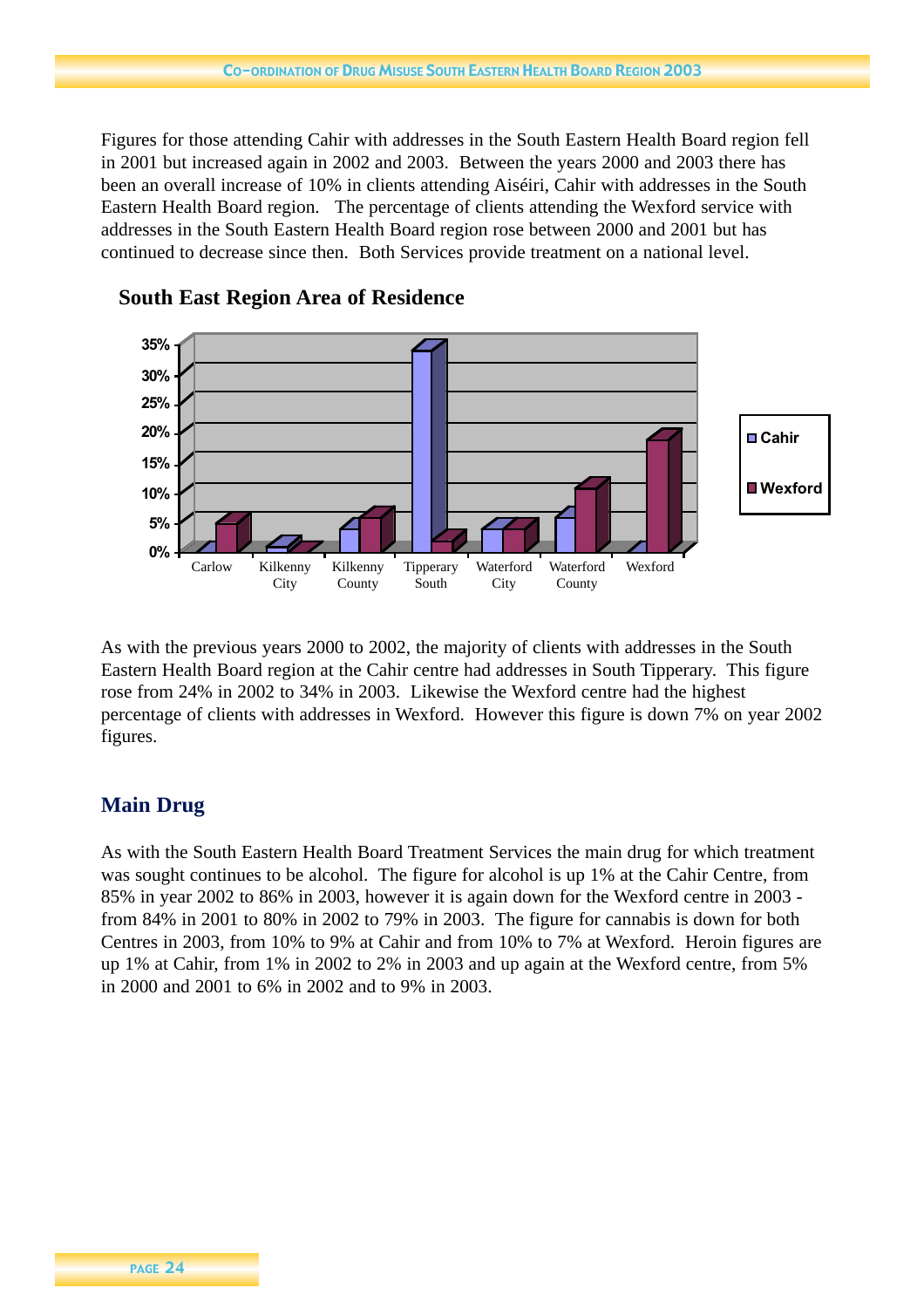Figures for those attending Cahir with addresses in the South Eastern Health Board region fell in 2001 but increased again in 2002 and 2003. Between the years 2000 and 2003 there has been an overall increase of 10% in clients attending Aiséiri, Cahir with addresses in the South Eastern Health Board region. The percentage of clients attending the Wexford service with addresses in the South Eastern Health Board region rose between 2000 and 2001 but has continued to decrease since then. Both Services provide treatment on a national level.

**South East Region Area of Residence**

As with the previous years 2000 to 2002, the majority of clients with addresses in the South Eastern Health Board region at the Cahir centre had addresses in South Tipperary. This figure rose from 24% in 2002 to 34% in 2003. Likewise the Wexford centre had the highest percentage of clients with addresses in Wexford. However this figure is down 7% on year 2002 figures.

## Main Drug

As with the South Eastern Health Board Treatment Services the main drug for which treatment was sought continues to be alcohol. The figure for alcohol is up 1% at the Cahir Centre, from 85% in year 2002 to 86% in 2003, however it is again down for the Wexford centre in 2003 - from 84% in 2001 to 80% in 2002 to 79% in 2003. The figure for cannabis is down for both Centres in 2003, from 10% to 9% at Cahir and from 10% to 7% at Wexford. Heroin figures are up 1% at Cahir, from 1% in 2002 to 2% in 2003 and up again at the Wexford centre, from 5% in 2000 and 2001 to 6% in 2002 and to 9% in 2003.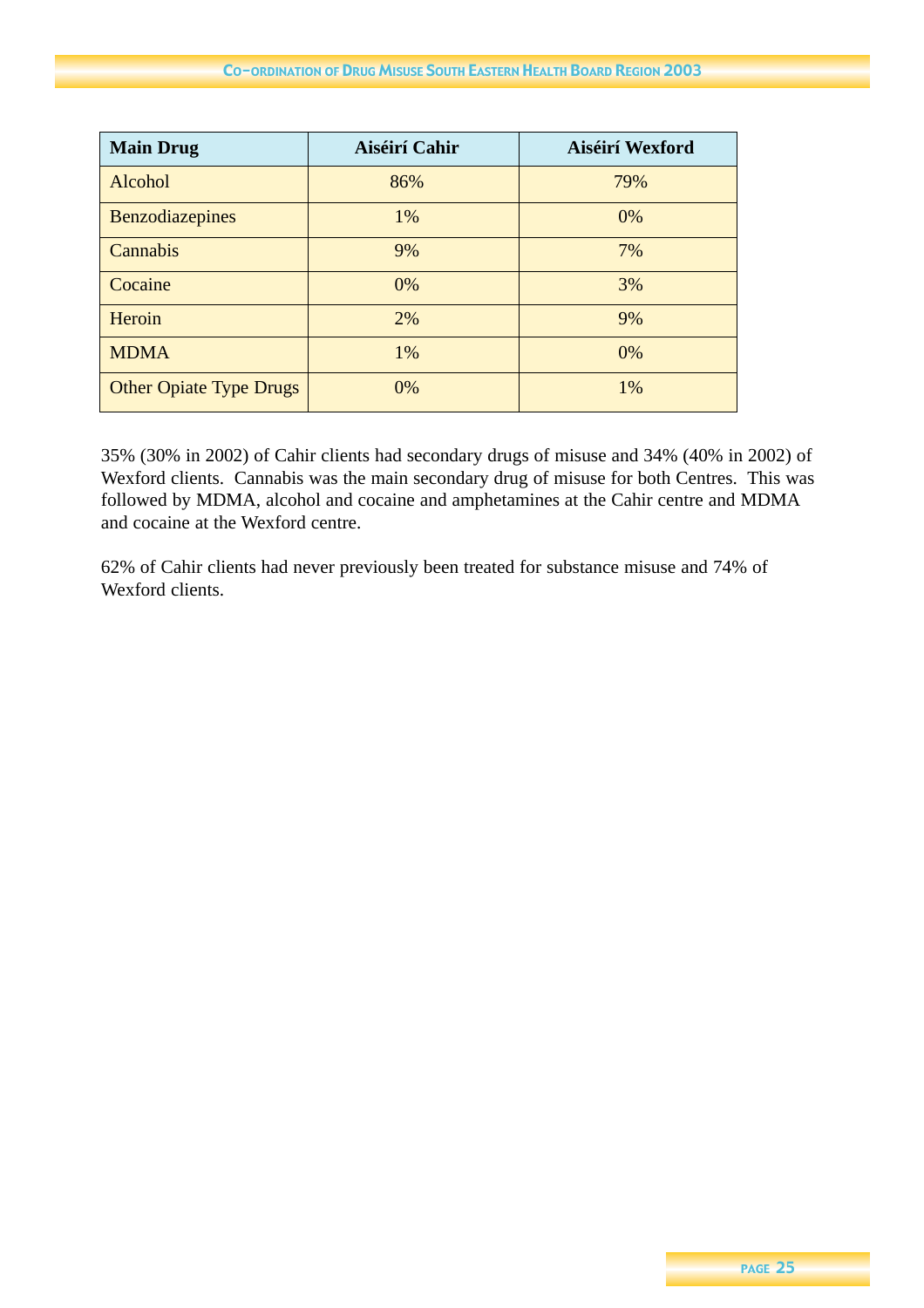| Main Drug | Aiséirí Cahir | Aiséirí Wexford |
|---|---|---|
| Alcohol | 86% | 79% |
| Benzodiazepines | 1% | 0% |
| Cannabis | 9% | 7% |
| Cocaine | 0% | 3% |
| Heroin | 2% | 9% |
| MDMA | 1% | 0% |
| Other Opiate Type Drugs | 0% | 1% |

35% (30% in 2002) of Cahir clients had secondary drugs of misuse and 34% (40% in 2002) of Wexford clients. Cannabis was the main secondary drug of misuse for both Centres. This was followed by MDMA, alcohol and cocaine and amphetamines at the Cahir centre and MDMA and cocaine at the Wexford centre.

62% of Cahir clients had never previously been treated for substance misuse and 74% of Wexford clients.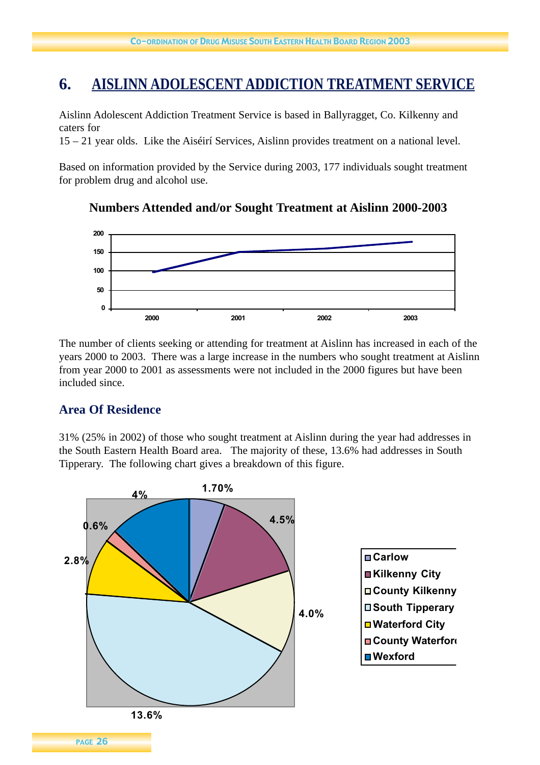# 6. AISLINN ADOLESCENT ADDICTION TREATMENT SERVICE

Aislinn Adolescent Addiction Treatment Service is based in Ballyragget, Co. Kilkenny and caters for
15 – 21 year olds. Like the Aiséirí Services, Aislinn provides treatment on a national level.

Based on information provided by the Service during 2003, 177 individuals sought treatment for problem drug and alcohol use.

**Numbers Attended and/or Sought Treatment at Aislinn 2000-2003**

The number of clients seeking or attending for treatment at Aislinn has increased in each of the years 2000 to 2003. There was a large increase in the numbers who sought treatment at Aislinn from year 2000 to 2001 as assessments were not included in the 2000 figures but have been included since.

## Area Of Residence

31% (25% in 2002) of those who sought treatment at Aislinn during the year had addresses in the South Eastern Health Board area. The majority of these, 13.6% had addresses in South Tipperary. The following chart gives a breakdown of this figure.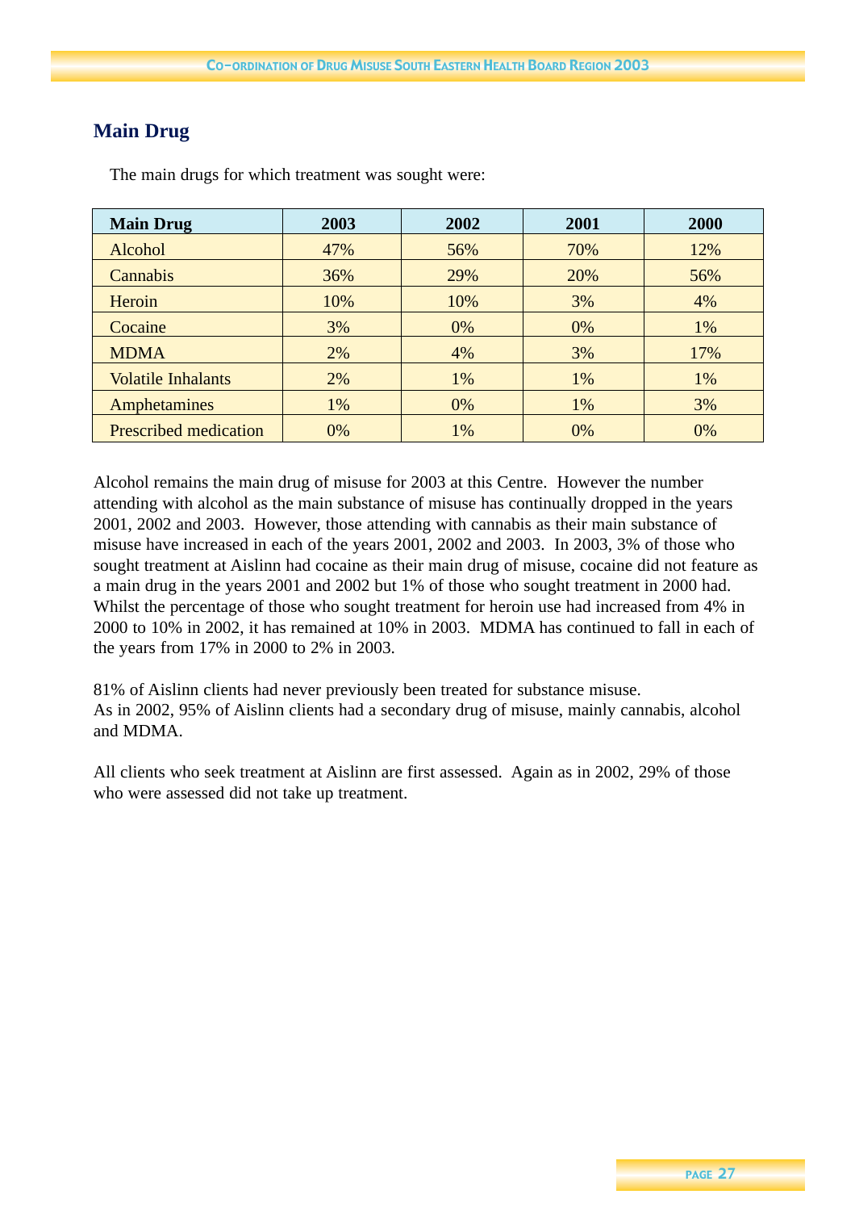## Main Drug

The main drugs for which treatment was sought were:

| Main Drug | 2003 | 2002 | 2001 | 2000 |
|---|---|---|---|---|
| Alcohol | 47% | 56% | 70% | 12% |
| Cannabis | 36% | 29% | 20% | 56% |
| Heroin | 10% | 10% | 3% | 4% |
| Cocaine | 3% | 0% | 0% | 1% |
| MDMA | 2% | 4% | 3% | 17% |
| Volatile Inhalants | 2% | 1% | 1% | 1% |
| Amphetamines | 1% | 0% | 1% | 3% |
| Prescribed medication | 0% | 1% | 0% | 0% |

Alcohol remains the main drug of misuse for 2003 at this Centre. However the number attending with alcohol as the main substance of misuse has continually dropped in the years 2001, 2002 and 2003. However, those attending with cannabis as their main substance of misuse have increased in each of the years 2001, 2002 and 2003. In 2003, 3% of those who sought treatment at Aislinn had cocaine as their main drug of misuse, cocaine did not feature as a main drug in the years 2001 and 2002 but 1% of those who sought treatment in 2000 had. Whilst the percentage of those who sought treatment for heroin use had increased from 4% in 2000 to 10% in 2002, it has remained at 10% in 2003. MDMA has continued to fall in each of the years from 17% in 2000 to 2% in 2003.

81% of Aislinn clients had never previously been treated for substance misuse.
As in 2002, 95% of Aislinn clients had a secondary drug of misuse, mainly cannabis, alcohol and MDMA.

All clients who seek treatment at Aislinn are first assessed. Again as in 2002, 29% of those who were assessed did not take up treatment.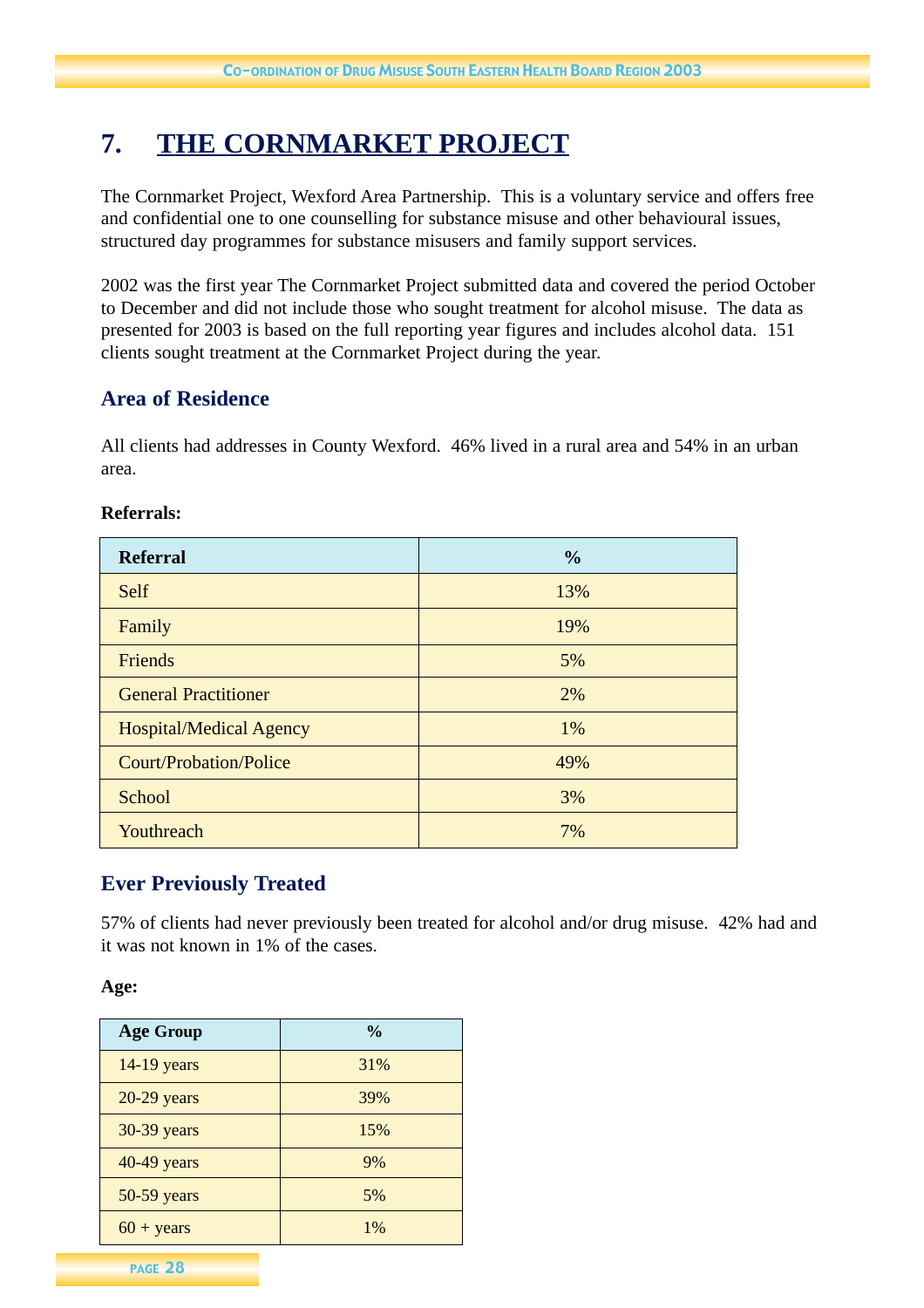# 7. THE CORNMARKET PROJECT

The Cornmarket Project, Wexford Area Partnership. This is a voluntary service and offers free and confidential one to one counselling for substance misuse and other behavioural issues, structured day programmes for substance misusers and family support services.

2002 was the first year The Cornmarket Project submitted data and covered the period October to December and did not include those who sought treatment for alcohol misuse. The data as presented for 2003 is based on the full reporting year figures and includes alcohol data. 151 clients sought treatment at the Cornmarket Project during the year.

## Area of Residence

All clients had addresses in County Wexford. 46% lived in a rural area and 54% in an urban area.

**Referrals:**

| Referral | % |
|---|---|
| Self | 13% |
| Family | 19% |
| Friends | 5% |
| General Practitioner | 2% |
| Hospital/Medical Agency | 1% |
| Court/Probation/Police | 49% |
| School | 3% |
| Youthreach | 7% |

## Ever Previously Treated

57% of clients had never previously been treated for alcohol and/or drug misuse. 42% had and it was not known in 1% of the cases.

**Age:**

| Age Group | % |
|---|---|
| 14-19 years | 31% |
| 20-29 years | 39% |
| 30-39 years | 15% |
| 40-49 years | 9% |
| 50-59 years | 5% |
| 60 + years | 1% |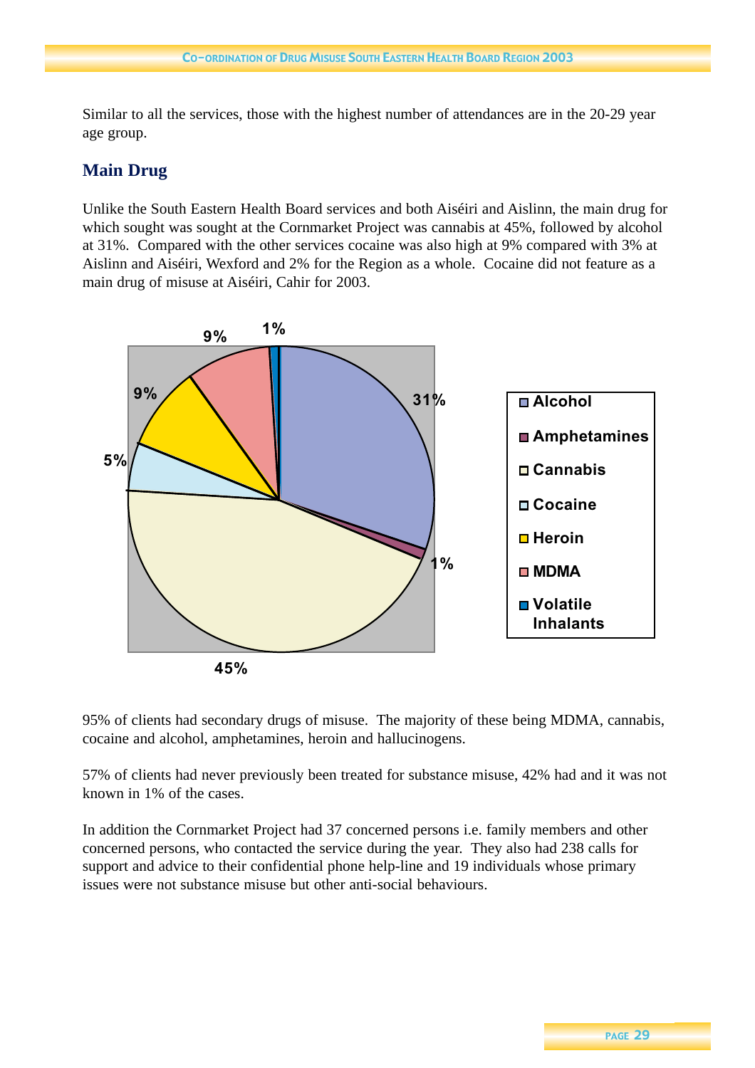Similar to all the services, those with the highest number of attendances are in the 20-29 year age group.

## Main Drug

Unlike the South Eastern Health Board services and both Aiséiri and Aislinn, the main drug for which sought was sought at the Cornmarket Project was cannabis at 45%, followed by alcohol at 31%. Compared with the other services cocaine was also high at 9% compared with 3% at Aislinn and Aiséiri, Wexford and 2% for the Region as a whole. Cocaine did not feature as a main drug of misuse at Aiséiri, Cahir for 2003.

| Main Drug | % |
|---|---|
| Alcohol | 31% |
| Amphetamines | 1% |
| Cannabis | 45% |
| Cocaine | 5% |
| Heroin | 9% |
| MDMA | 9% |
| Volatile Inhalants | 1% |

95% of clients had secondary drugs of misuse. The majority of these being MDMA, cannabis, cocaine and alcohol, amphetamines, heroin and hallucinogens.

57% of clients had never previously been treated for substance misuse, 42% had and it was not known in 1% of the cases.

In addition the Cornmarket Project had 37 concerned persons i.e. family members and other concerned persons, who contacted the service during the year. They also had 238 calls for support and advice to their confidential phone help-line and 19 individuals whose primary issues were not substance misuse but other anti-social behaviours.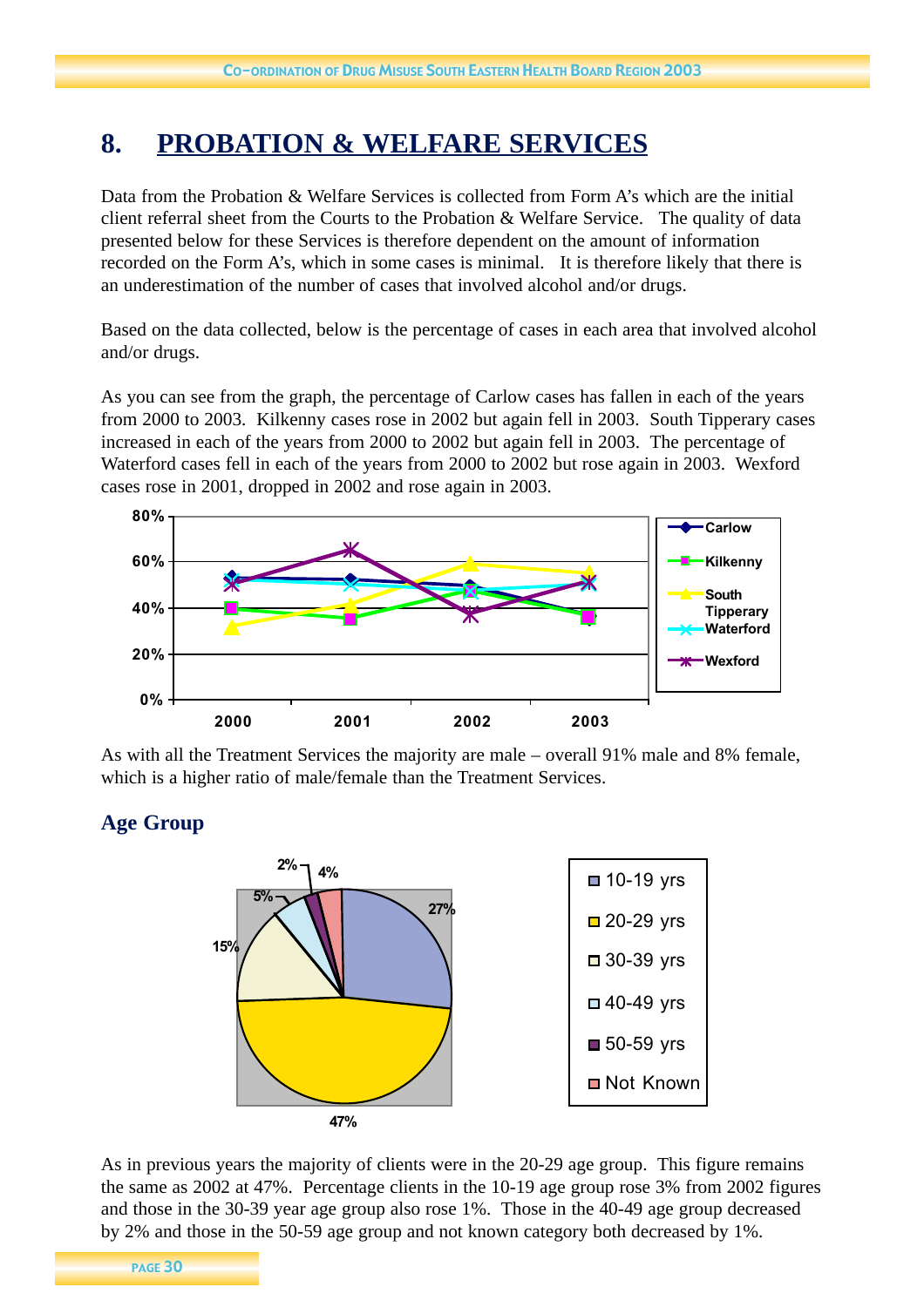# 8. PROBATION & WELFARE SERVICES

Data from the Probation & Welfare Services is collected from Form A's which are the initial client referral sheet from the Courts to the Probation & Welfare Service. The quality of data presented below for these Services is therefore dependent on the amount of information recorded on the Form A's, which in some cases is minimal. It is therefore likely that there is an underestimation of the number of cases that involved alcohol and/or drugs.

Based on the data collected, below is the percentage of cases in each area that involved alcohol and/or drugs.

As you can see from the graph, the percentage of Carlow cases has fallen in each of the years from 2000 to 2003. Kilkenny cases rose in 2002 but again fell in 2003. South Tipperary cases increased in each of the years from 2000 to 2002 but again fell in 2003. The percentage of Waterford cases fell in each of the years from 2000 to 2002 but rose again in 2003. Wexford cases rose in 2001, dropped in 2002 and rose again in 2003.

As with all the Treatment Services the majority are male – overall 91% male and 8% female, which is a higher ratio of male/female than the Treatment Services.

## Age Group

| Age Group | % |
|---|---|
| 10-19 yrs | 27% |
| 20-29 yrs | 47% |
| 30-39 yrs | 15% |
| 40-49 yrs | 5% |
| 50-59 yrs | 2% |
| Not Known | 4% |

As in previous years the majority of clients were in the 20-29 age group. This figure remains the same as 2002 at 47%. Percentage clients in the 10-19 age group rose 3% from 2002 figures and those in the 30-39 year age group also rose 1%. Those in the 40-49 age group decreased by 2% and those in the 50-59 age group and not known category both decreased by 1%.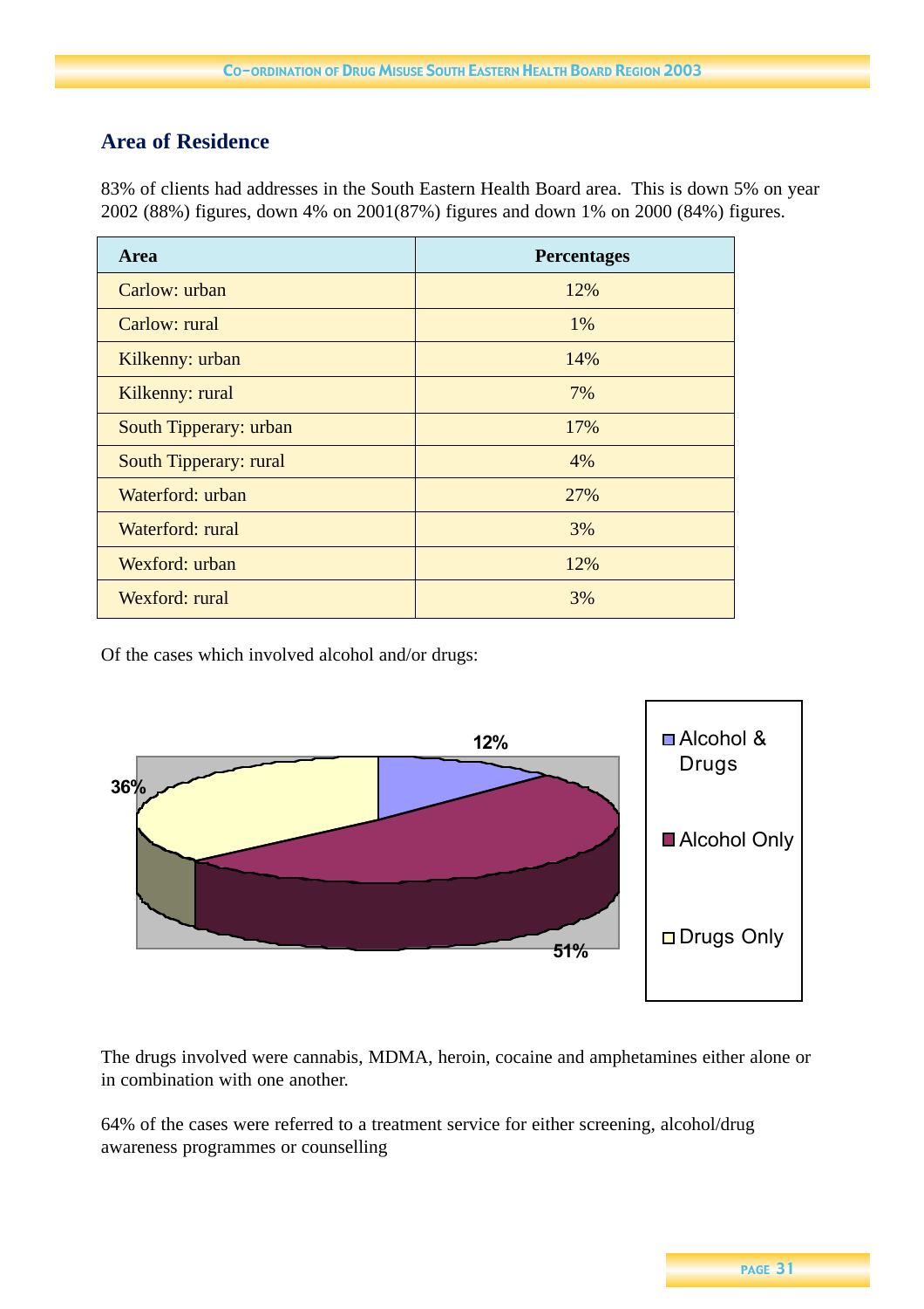## Area of Residence

83% of clients had addresses in the South Eastern Health Board area. This is down 5% on year 2002 (88%) figures, down 4% on 2001(87%) figures and down 1% on 2000 (84%) figures.

| Area | Percentages |
|---|---|
| Carlow: urban | 12% |
| Carlow: rural | 1% |
| Kilkenny: urban | 14% |
| Kilkenny: rural | 7% |
| South Tipperary: urban | 17% |
| South Tipperary: rural | 4% |
| Waterford: urban | 27% |
| Waterford: rural | 3% |
| Wexford: urban | 12% |
| Wexford: rural | 3% |

Of the cases which involved alcohol and/or drugs:

- Alcohol & Drugs: 12%
- Alcohol Only: 51%
- Drugs Only: 36%

The drugs involved were cannabis, MDMA, heroin, cocaine and amphetamines either alone or in combination with one another.

64% of the cases were referred to a treatment service for either screening, alcohol/drug awareness programmes or counselling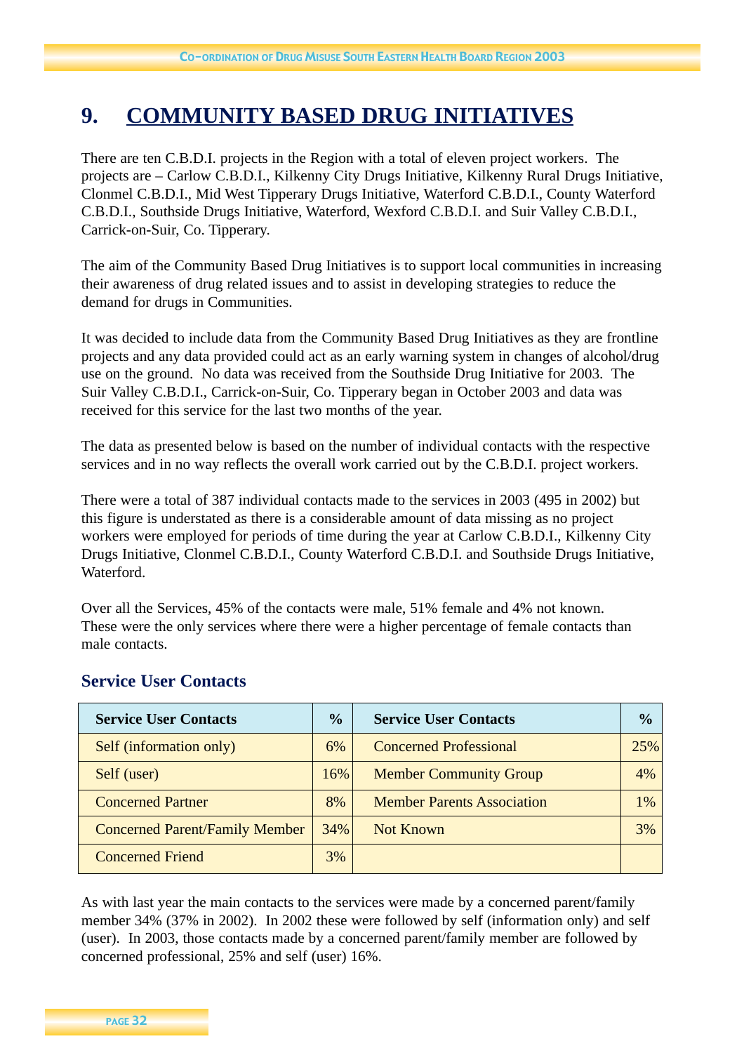# 9. COMMUNITY BASED DRUG INITIATIVES

There are ten C.B.D.I. projects in the Region with a total of eleven project workers. The projects are – Carlow C.B.D.I., Kilkenny City Drugs Initiative, Kilkenny Rural Drugs Initiative, Clonmel C.B.D.I., Mid West Tipperary Drugs Initiative, Waterford C.B.D.I., County Waterford C.B.D.I., Southside Drugs Initiative, Waterford, Wexford C.B.D.I. and Suir Valley C.B.D.I., Carrick-on-Suir, Co. Tipperary.

The aim of the Community Based Drug Initiatives is to support local communities in increasing their awareness of drug related issues and to assist in developing strategies to reduce the demand for drugs in Communities.

It was decided to include data from the Community Based Drug Initiatives as they are frontline projects and any data provided could act as an early warning system in changes of alcohol/drug use on the ground. No data was received from the Southside Drug Initiative for 2003. The Suir Valley C.B.D.I., Carrick-on-Suir, Co. Tipperary began in October 2003 and data was received for this service for the last two months of the year.

The data as presented below is based on the number of individual contacts with the respective services and in no way reflects the overall work carried out by the C.B.D.I. project workers.

There were a total of 387 individual contacts made to the services in 2003 (495 in 2002) but this figure is understated as there is a considerable amount of data missing as no project workers were employed for periods of time during the year at Carlow C.B.D.I., Kilkenny City Drugs Initiative, Clonmel C.B.D.I., County Waterford C.B.D.I. and Southside Drugs Initiative, Waterford.

Over all the Services, 45% of the contacts were male, 51% female and 4% not known. These were the only services where there were a higher percentage of female contacts than male contacts.

## Service User Contacts

| Service User Contacts | % | Service User Contacts | % |
|---|---|---|---|
| Self (information only) | 6% | Concerned Professional | 25% |
| Self (user) | 16% | Member Community Group | 4% |
| Concerned Partner | 8% | Member Parents Association | 1% |
| Concerned Parent/Family Member | 34% | Not Known | 3% |
| Concerned Friend | 3% | | |

As with last year the main contacts to the services were made by a concerned parent/family member 34% (37% in 2002). In 2002 these were followed by self (information only) and self (user). In 2003, those contacts made by a concerned parent/family member are followed by concerned professional, 25% and self (user) 16%.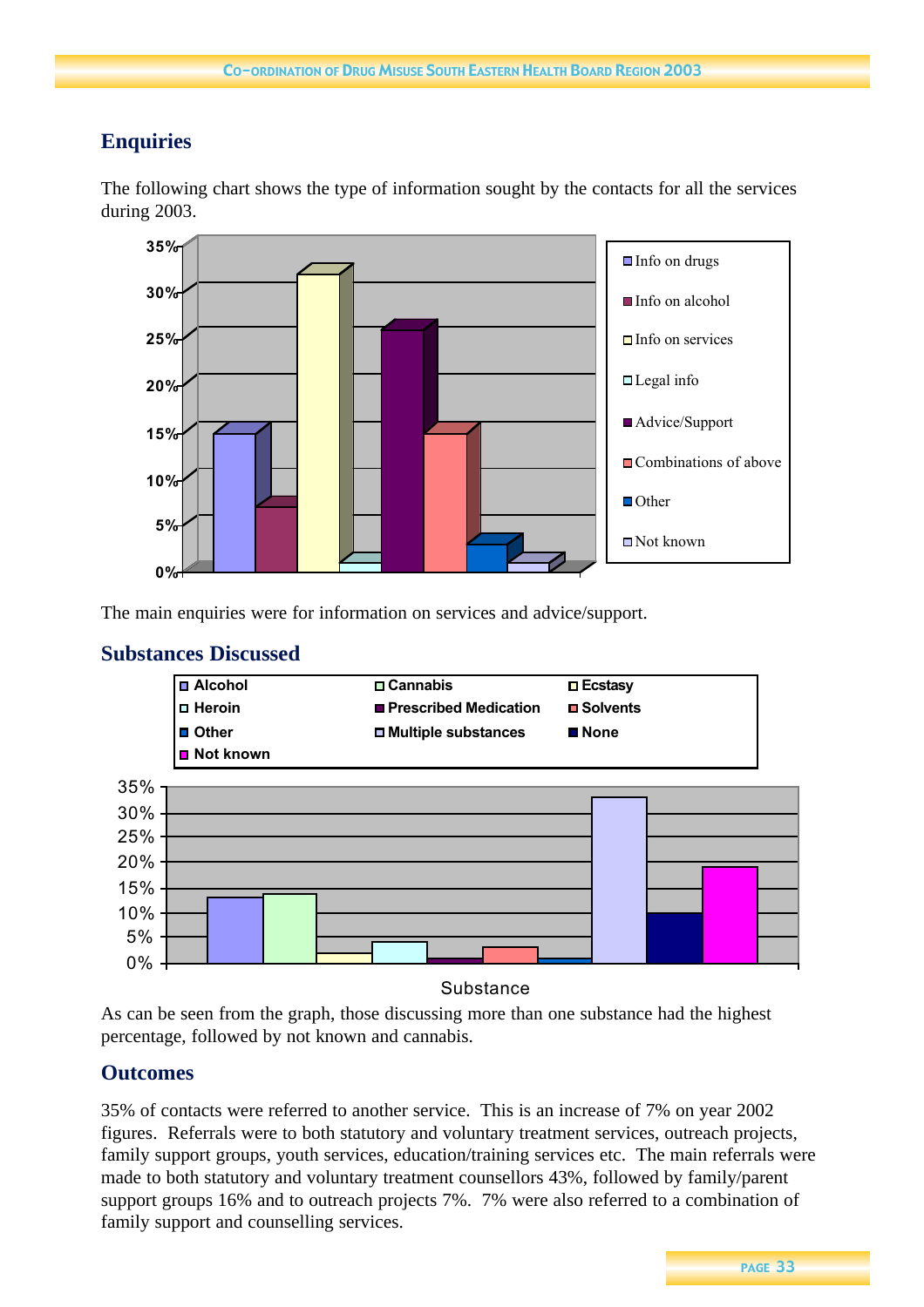## Enquiries

The following chart shows the type of information sought by the contacts for all the services during 2003.

The main enquiries were for information on services and advice/support.

## Substances Discussed

As can be seen from the graph, those discussing more than one substance had the highest percentage, followed by not known and cannabis.

## Outcomes

35% of contacts were referred to another service. This is an increase of 7% on year 2002 figures. Referrals were to both statutory and voluntary treatment services, outreach projects, family support groups, youth services, education/training services etc. The main referrals were made to both statutory and voluntary treatment counsellors 43%, followed by family/parent support groups 16% and to outreach projects 7%. 7% were also referred to a combination of family support and counselling services.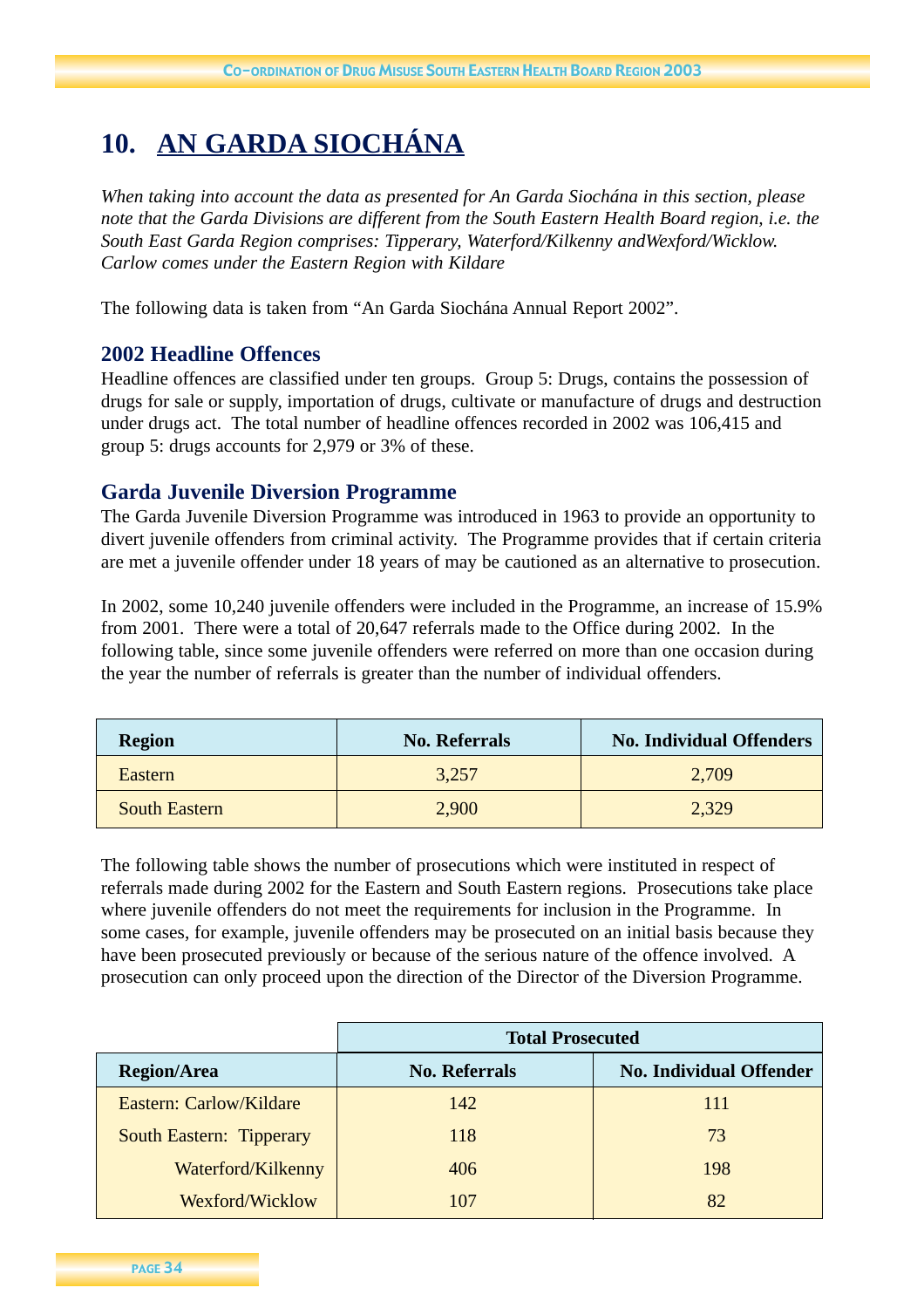# 10. AN GARDA SIOCHÁNA

*When taking into account the data as presented for An Garda Siochána in this section, please note that the Garda Divisions are different from the South Eastern Health Board region, i.e. the South East Garda Region comprises: Tipperary, Waterford/Kilkenny andWexford/Wicklow. Carlow comes under the Eastern Region with Kildare*

The following data is taken from "An Garda Siochána Annual Report 2002".

## 2002 Headline Offences

Headline offences are classified under ten groups. Group 5: Drugs, contains the possession of drugs for sale or supply, importation of drugs, cultivate or manufacture of drugs and destruction under drugs act. The total number of headline offences recorded in 2002 was 106,415 and group 5: drugs accounts for 2,979 or 3% of these.

## Garda Juvenile Diversion Programme

The Garda Juvenile Diversion Programme was introduced in 1963 to provide an opportunity to divert juvenile offenders from criminal activity. The Programme provides that if certain criteria are met a juvenile offender under 18 years of may be cautioned as an alternative to prosecution.

In 2002, some 10,240 juvenile offenders were included in the Programme, an increase of 15.9% from 2001. There were a total of 20,647 referrals made to the Office during 2002. In the following table, since some juvenile offenders were referred on more than one occasion during the year the number of referrals is greater than the number of individual offenders.

| Region | No. Referrals | No. Individual Offenders |
|---|---|---|
| Eastern | 3,257 | 2,709 |
| South Eastern | 2,900 | 2,329 |

The following table shows the number of prosecutions which were instituted in respect of referrals made during 2002 for the Eastern and South Eastern regions. Prosecutions take place where juvenile offenders do not meet the requirements for inclusion in the Programme. In some cases, for example, juvenile offenders may be prosecuted on an initial basis because they have been prosecuted previously or because of the serious nature of the offence involved. A prosecution can only proceed upon the direction of the Director of the Diversion Programme.

| | Total Prosecuted | |
|---|---|---|
| **Region/Area** | **No. Referrals** | **No. Individual Offender** |
| Eastern: Carlow/Kildare | 142 | 111 |
| South Eastern: Tipperary | 118 | 73 |
| Waterford/Kilkenny | 406 | 198 |
| Wexford/Wicklow | 107 | 82 |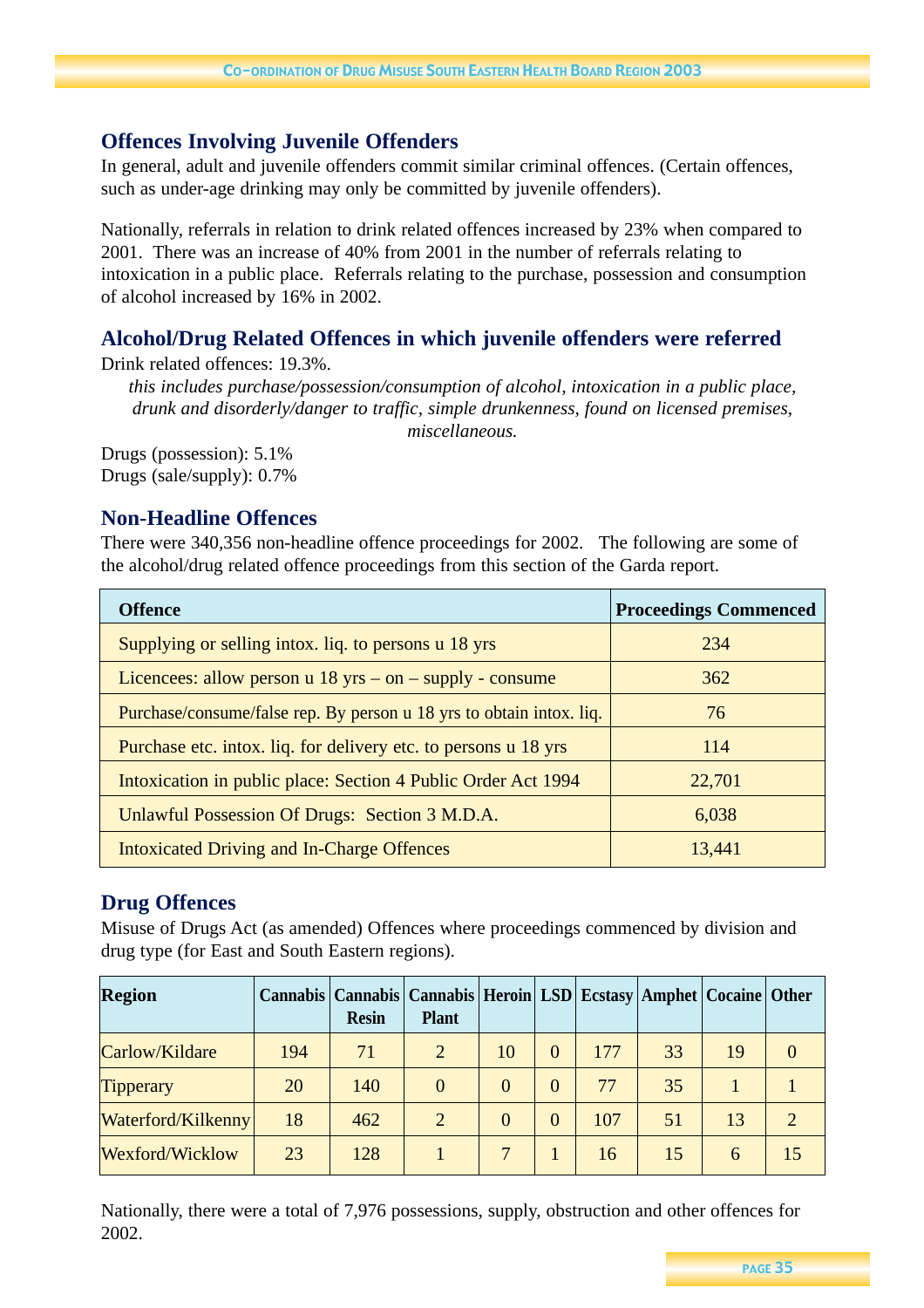## Offences Involving Juvenile Offenders

In general, adult and juvenile offenders commit similar criminal offences. (Certain offences, such as under-age drinking may only be committed by juvenile offenders).

Nationally, referrals in relation to drink related offences increased by 23% when compared to 2001. There was an increase of 40% from 2001 in the number of referrals relating to intoxication in a public place. Referrals relating to the purchase, possession and consumption of alcohol increased by 16% in 2002.

## Alcohol/Drug Related Offences in which juvenile offenders were referred

Drink related offences: 19.3%.

*this includes purchase/possession/consumption of alcohol, intoxication in a public place, drunk and disorderly/danger to traffic, simple drunkenness, found on licensed premises, miscellaneous.*

Drugs (possession): 5.1%
Drugs (sale/supply): 0.7%

## Non-Headline Offences

There were 340,356 non-headline offence proceedings for 2002. The following are some of the alcohol/drug related offence proceedings from this section of the Garda report.

| Offence | Proceedings Commenced |
|---|---|
| Supplying or selling intox. liq. to persons u 18 yrs | 234 |
| Licencees: allow person u 18 yrs – on – supply - consume | 362 |
| Purchase/consume/false rep. By person u 18 yrs to obtain intox. liq. | 76 |
| Purchase etc. intox. liq. for delivery etc. to persons u 18 yrs | 114 |
| Intoxication in public place: Section 4 Public Order Act 1994 | 22,701 |
| Unlawful Possession Of Drugs: Section 3 M.D.A. | 6,038 |
| Intoxicated Driving and In-Charge Offences | 13,441 |

## Drug Offences

Misuse of Drugs Act (as amended) Offences where proceedings commenced by division and drug type (for East and South Eastern regions).

| Region | Cannabis | Cannabis Resin | Cannabis Plant | Heroin | LSD | Ecstasy | Amphet | Cocaine | Other |
|---|---|---|---|---|---|---|---|---|---|
| Carlow/Kildare | 194 | 71 | 2 | 10 | 0 | 177 | 33 | 19 | 0 |
| Tipperary | 20 | 140 | 0 | 0 | 0 | 77 | 35 | 1 | 1 |
| Waterford/Kilkenny | 18 | 462 | 2 | 0 | 0 | 107 | 51 | 13 | 2 |
| Wexford/Wicklow | 23 | 128 | 1 | 7 | 1 | 16 | 15 | 6 | 15 |

Nationally, there were a total of 7,976 possessions, supply, obstruction and other offences for 2002.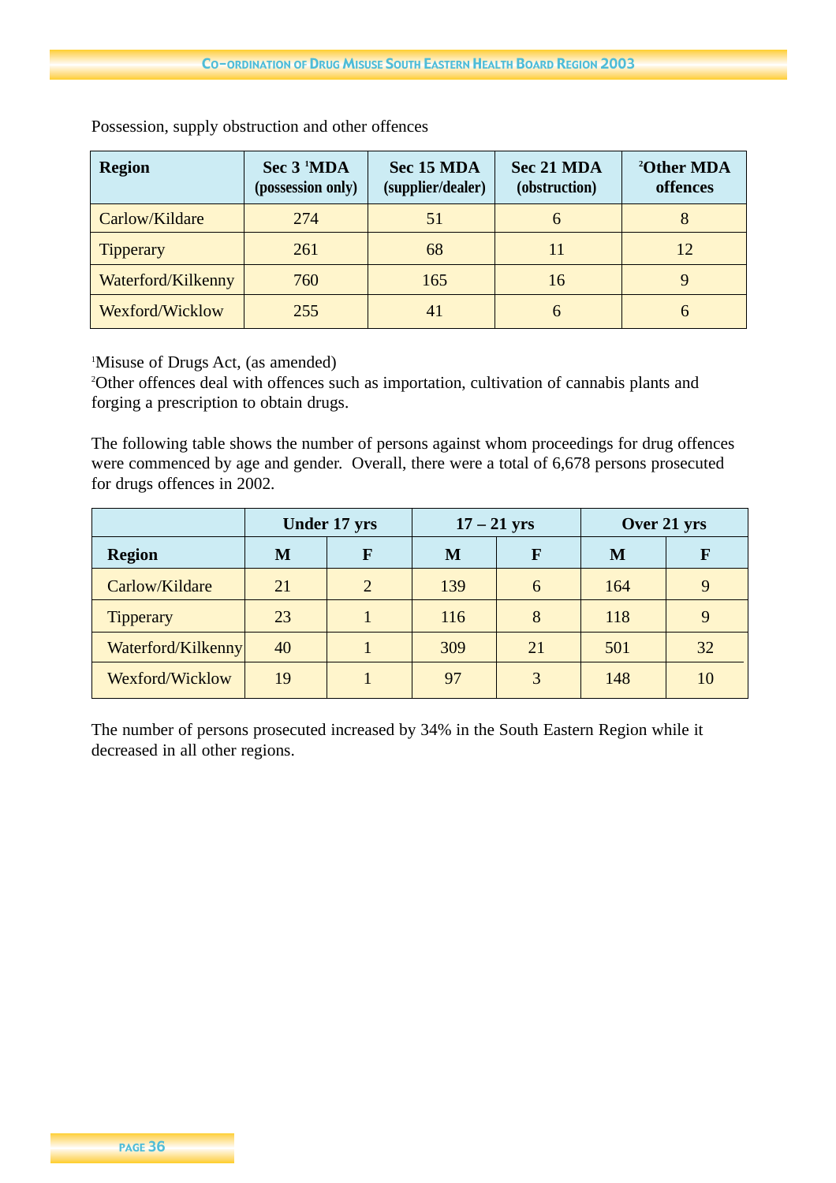Possession, supply obstruction and other offences

| Region | Sec 3 [1]MDA (possession only) | Sec 15 MDA (supplier/dealer) | Sec 21 MDA (obstruction) | [2]Other MDA offences |
|---|---|---|---|---|
| Carlow/Kildare | 274 | 51 | 6 | 8 |
| Tipperary | 261 | 68 | 11 | 12 |
| Waterford/Kilkenny | 760 | 165 | 16 | 9 |
| Wexford/Wicklow | 255 | 41 | 6 | 6 |

[1]Misuse of Drugs Act, (as amended)
[2]Other offences deal with offences such as importation, cultivation of cannabis plants and forging a prescription to obtain drugs.

The following table shows the number of persons against whom proceedings for drug offences were commenced by age and gender. Overall, there were a total of 6,678 persons prosecuted for drugs offences in 2002.

| | Under 17 yrs | | 17 – 21 yrs | | Over 21 yrs | |
|---|---|---|---|---|---|---|
| **Region** | **M** | **F** | **M** | **F** | **M** | **F** |
| Carlow/Kildare | 21 | 2 | 139 | 6 | 164 | 9 |
| Tipperary | 23 | 1 | 116 | 8 | 118 | 9 |
| Waterford/Kilkenny | 40 | 1 | 309 | 21 | 501 | 32 |
| Wexford/Wicklow | 19 | 1 | 97 | 3 | 148 | 10 |

The number of persons prosecuted increased by 34% in the South Eastern Region while it decreased in all other regions.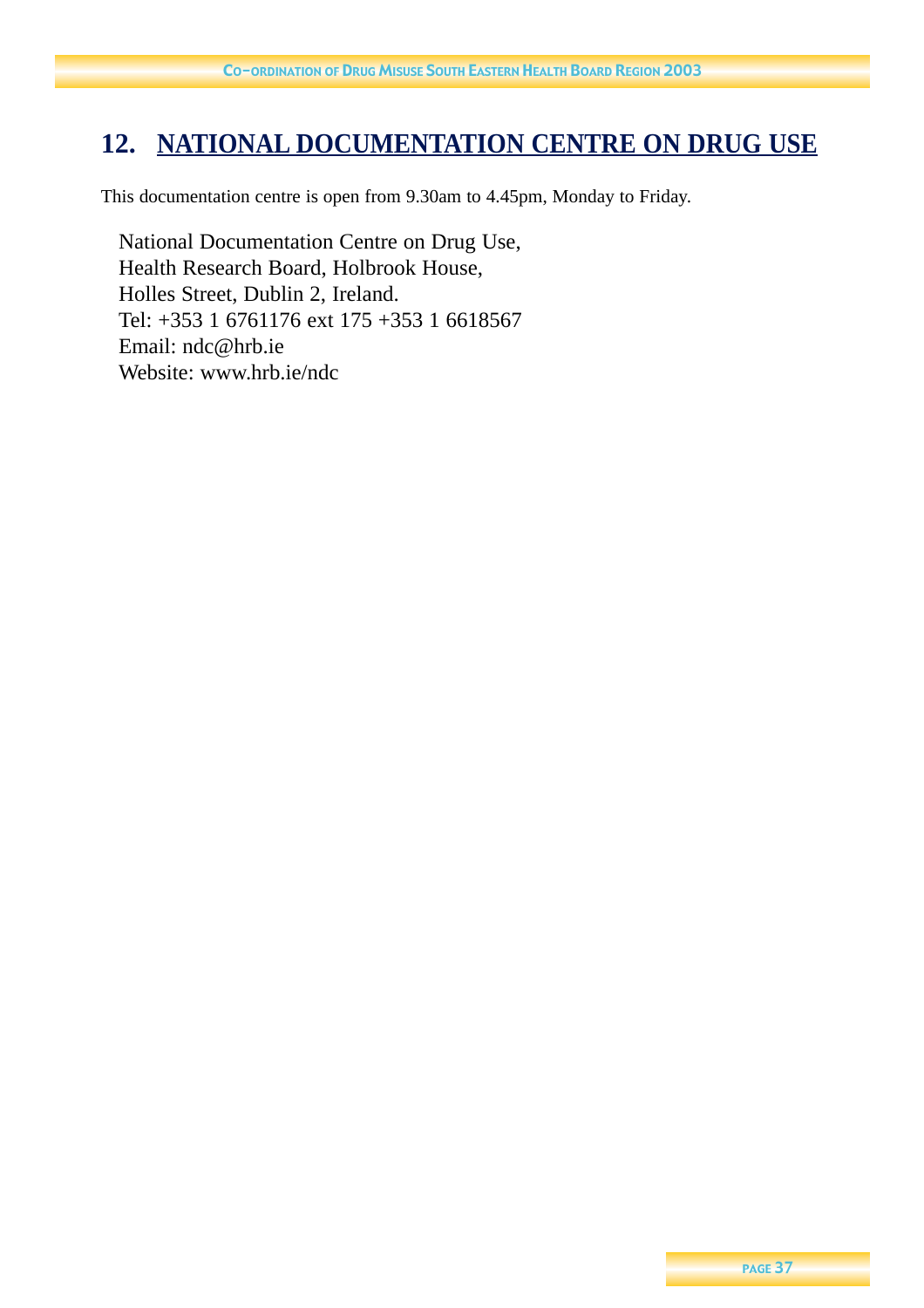## 12. NATIONAL DOCUMENTATION CENTRE ON DRUG USE

This documentation centre is open from 9.30am to 4.45pm, Monday to Friday.

National Documentation Centre on Drug Use,  
Health Research Board, Holbrook House,  
Holles Street, Dublin 2, Ireland.  
Tel: +353 1 6761176 ext 175 +353 1 6618567  
Email: ndc@hrb.ie  
Website: www.hrb.ie/ndc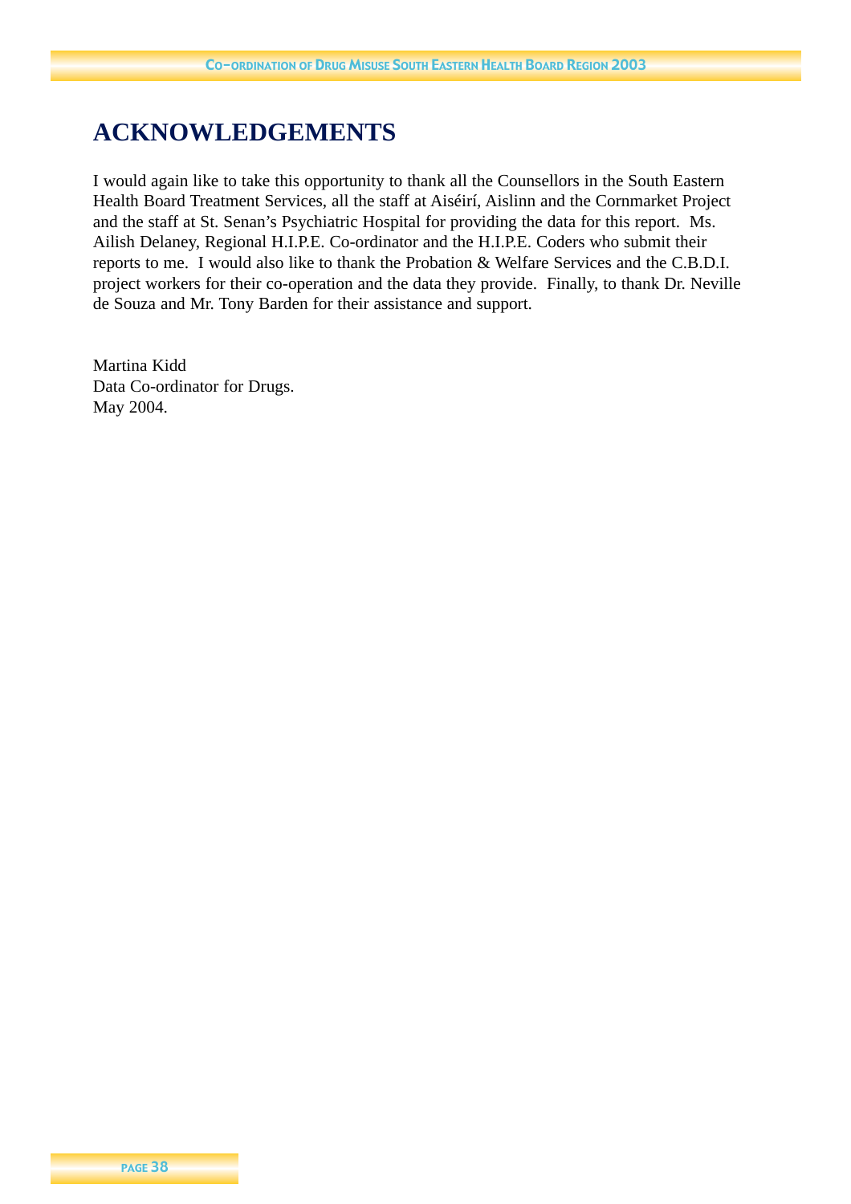# ACKNOWLEDGEMENTS

I would again like to take this opportunity to thank all the Counsellors in the South Eastern Health Board Treatment Services, all the staff at Aiséirí, Aislinn and the Cornmarket Project and the staff at St. Senan's Psychiatric Hospital for providing the data for this report. Ms. Ailish Delaney, Regional H.I.P.E. Co-ordinator and the H.I.P.E. Coders who submit their reports to me. I would also like to thank the Probation & Welfare Services and the C.B.D.I. project workers for their co-operation and the data they provide. Finally, to thank Dr. Neville de Souza and Mr. Tony Barden for their assistance and support.

Martina Kidd
Data Co-ordinator for Drugs.
May 2004.